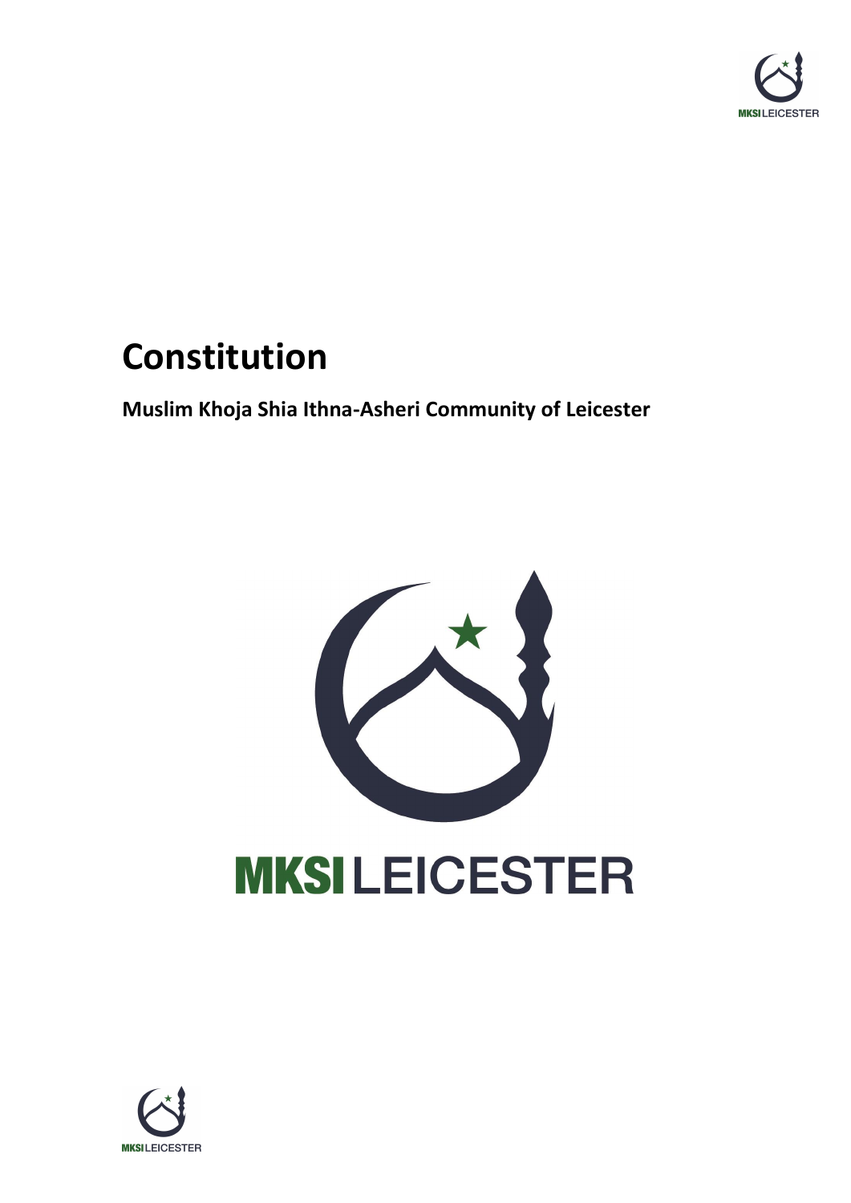# Constitution

**Muslim Khoja Shia Ithna-Asheri Community of Leicester**

MKSI LEICESTER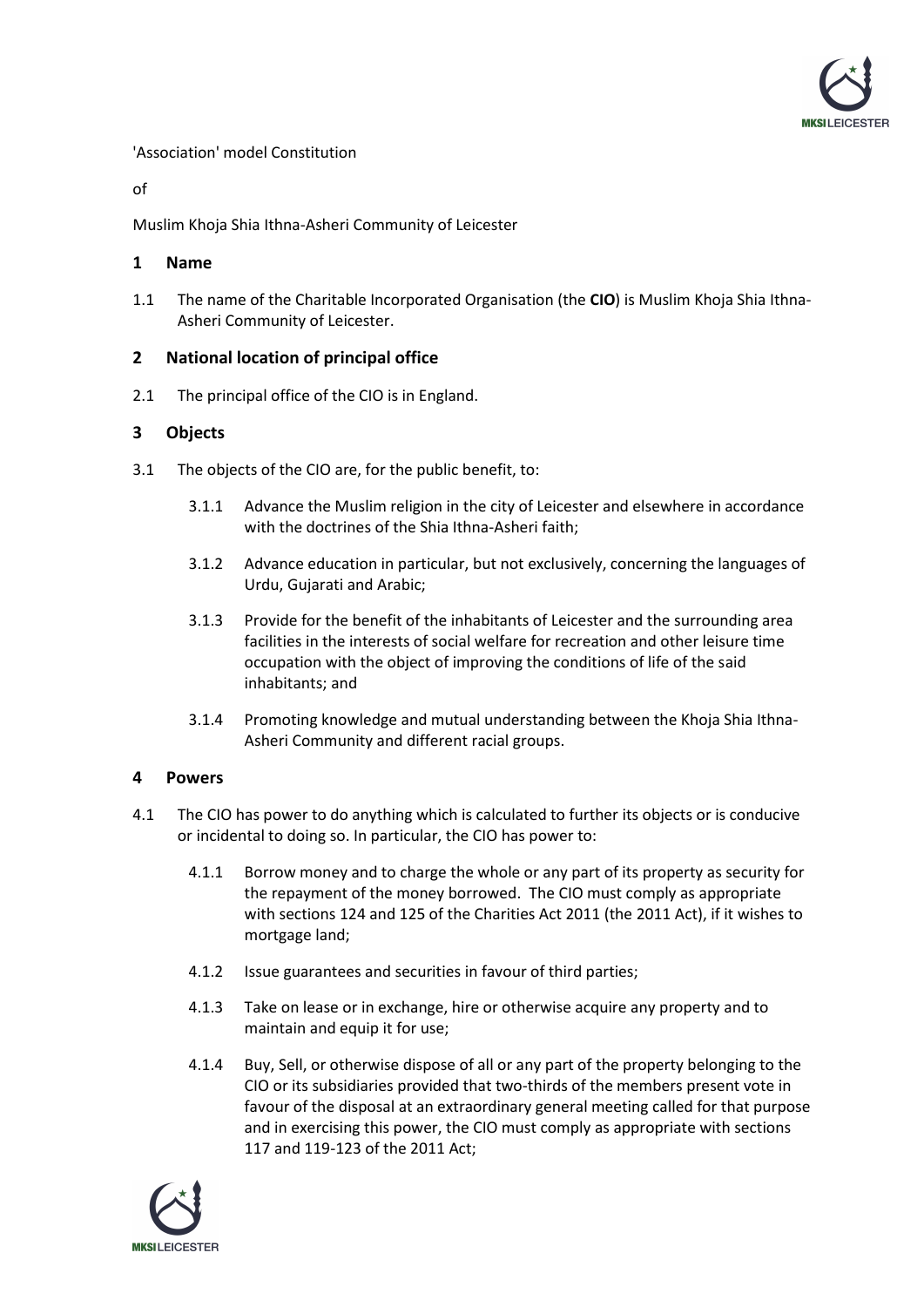'Association' model Constitution

of

Muslim Khoja Shia Ithna-Asheri Community of Leicester

## 1 Name

1.1 The name of the Charitable Incorporated Organisation (the **CIO**) is Muslim Khoja Shia Ithna-Asheri Community of Leicester.

## 2 National location of principal office

2.1 The principal office of the CIO is in England.

## 3 Objects

3.1 The objects of the CIO are, for the public benefit, to:

3.1.1 Advance the Muslim religion in the city of Leicester and elsewhere in accordance with the doctrines of the Shia Ithna-Asheri faith;

3.1.2 Advance education in particular, but not exclusively, concerning the languages of Urdu, Gujarati and Arabic;

3.1.3 Provide for the benefit of the inhabitants of Leicester and the surrounding area facilities in the interests of social welfare for recreation and other leisure time occupation with the object of improving the conditions of life of the said inhabitants; and

3.1.4 Promoting knowledge and mutual understanding between the Khoja Shia Ithna-Asheri Community and different racial groups.

## 4 Powers

4.1 The CIO has power to do anything which is calculated to further its objects or is conducive or incidental to doing so. In particular, the CIO has power to:

4.1.1 Borrow money and to charge the whole or any part of its property as security for the repayment of the money borrowed. The CIO must comply as appropriate with sections 124 and 125 of the Charities Act 2011 (the 2011 Act), if it wishes to mortgage land;

4.1.2 Issue guarantees and securities in favour of third parties;

4.1.3 Take on lease or in exchange, hire or otherwise acquire any property and to maintain and equip it for use;

4.1.4 Buy, Sell, or otherwise dispose of all or any part of the property belonging to the CIO or its subsidiaries provided that two-thirds of the members present vote in favour of the disposal at an extraordinary general meeting called for that purpose and in exercising this power, the CIO must comply as appropriate with sections 117 and 119-123 of the 2011 Act;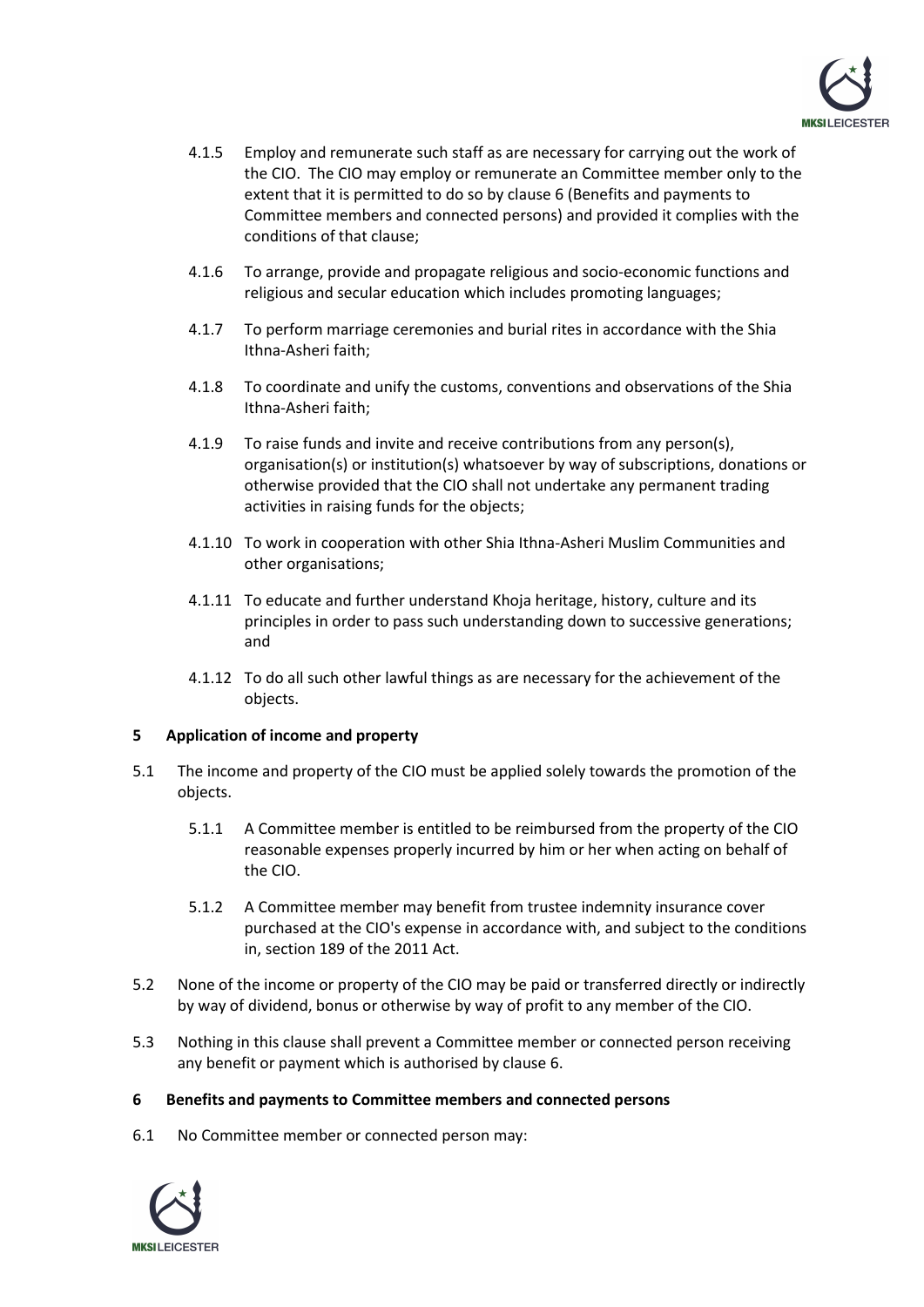4.1.5 Employ and remunerate such staff as are necessary for carrying out the work of the CIO. The CIO may employ or remunerate an Committee member only to the extent that it is permitted to do so by clause 6 (Benefits and payments to Committee members and connected persons) and provided it complies with the conditions of that clause;

4.1.6 To arrange, provide and propagate religious and socio-economic functions and religious and secular education which includes promoting languages;

4.1.7 To perform marriage ceremonies and burial rites in accordance with the Shia Ithna-Asheri faith;

4.1.8 To coordinate and unify the customs, conventions and observations of the Shia Ithna-Asheri faith;

4.1.9 To raise funds and invite and receive contributions from any person(s), organisation(s) or institution(s) whatsoever by way of subscriptions, donations or otherwise provided that the CIO shall not undertake any permanent trading activities in raising funds for the objects;

4.1.10 To work in cooperation with other Shia Ithna-Asheri Muslim Communities and other organisations;

4.1.11 To educate and further understand Khoja heritage, history, culture and its principles in order to pass such understanding down to successive generations; and

4.1.12 To do all such other lawful things as are necessary for the achievement of the objects.

## 5 Application of income and property

5.1 The income and property of the CIO must be applied solely towards the promotion of the objects.

5.1.1 A Committee member is entitled to be reimbursed from the property of the CIO reasonable expenses properly incurred by him or her when acting on behalf of the CIO.

5.1.2 A Committee member may benefit from trustee indemnity insurance cover purchased at the CIO's expense in accordance with, and subject to the conditions in, section 189 of the 2011 Act.

5.2 None of the income or property of the CIO may be paid or transferred directly or indirectly by way of dividend, bonus or otherwise by way of profit to any member of the CIO.

5.3 Nothing in this clause shall prevent a Committee member or connected person receiving any benefit or payment which is authorised by clause 6.

## 6 Benefits and payments to Committee members and connected persons

6.1 No Committee member or connected person may: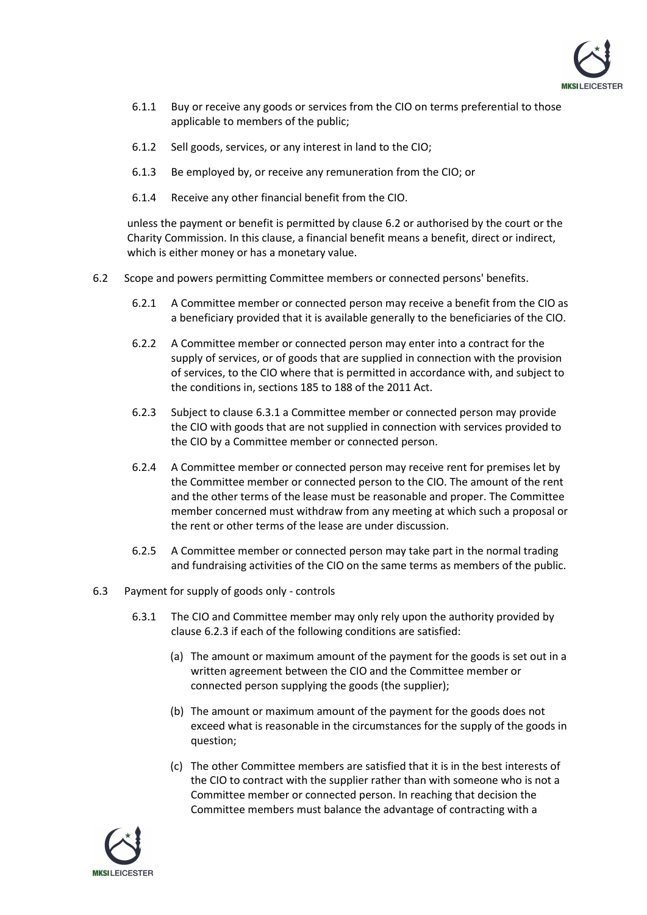6.1.1 Buy or receive any goods or services from the CIO on terms preferential to those applicable to members of the public;

6.1.2 Sell goods, services, or any interest in land to the CIO;

6.1.3 Be employed by, or receive any remuneration from the CIO; or

6.1.4 Receive any other financial benefit from the CIO.

unless the payment or benefit is permitted by clause 6.2 or authorised by the court or the Charity Commission. In this clause, a financial benefit means a benefit, direct or indirect, which is either money or has a monetary value.

6.2 Scope and powers permitting Committee members or connected persons' benefits.

6.2.1 A Committee member or connected person may receive a benefit from the CIO as a beneficiary provided that it is available generally to the beneficiaries of the CIO.

6.2.2 A Committee member or connected person may enter into a contract for the supply of services, or of goods that are supplied in connection with the provision of services, to the CIO where that is permitted in accordance with, and subject to the conditions in, sections 185 to 188 of the 2011 Act.

6.2.3 Subject to clause 6.3.1 a Committee member or connected person may provide the CIO with goods that are not supplied in connection with services provided to the CIO by a Committee member or connected person.

6.2.4 A Committee member or connected person may receive rent for premises let by the Committee member or connected person to the CIO. The amount of the rent and the other terms of the lease must be reasonable and proper. The Committee member concerned must withdraw from any meeting at which such a proposal or the rent or other terms of the lease are under discussion.

6.2.5 A Committee member or connected person may take part in the normal trading and fundraising activities of the CIO on the same terms as members of the public.

6.3 Payment for supply of goods only - controls

6.3.1 The CIO and Committee member may only rely upon the authority provided by clause 6.2.3 if each of the following conditions are satisfied:

(a) The amount or maximum amount of the payment for the goods is set out in a written agreement between the CIO and the Committee member or connected person supplying the goods (the supplier);

(b) The amount or maximum amount of the payment for the goods does not exceed what is reasonable in the circumstances for the supply of the goods in question;

(c) The other Committee members are satisfied that it is in the best interests of the CIO to contract with the supplier rather than with someone who is not a Committee member or connected person. In reaching that decision the Committee members must balance the advantage of contracting with a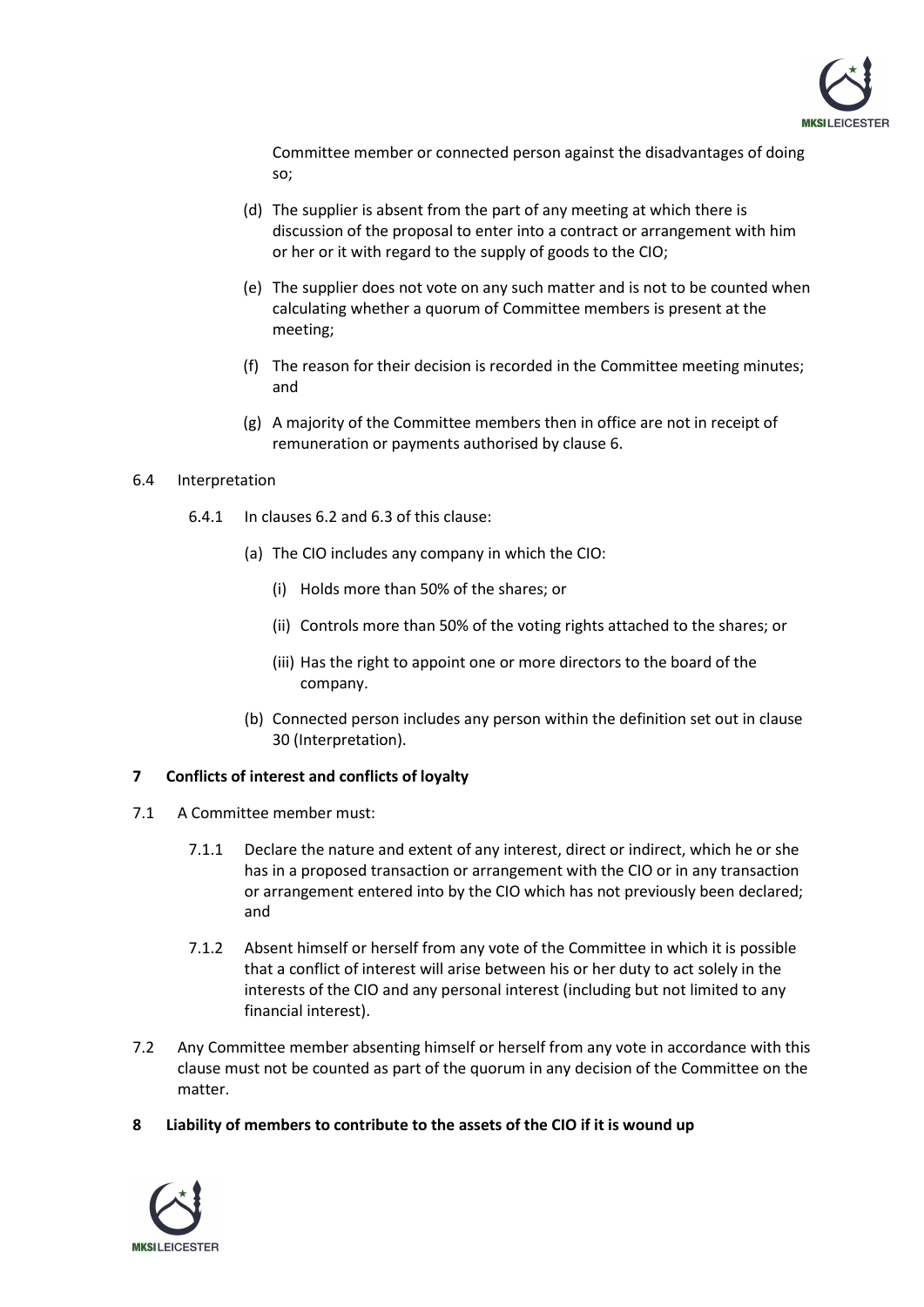Committee member or connected person against the disadvantages of doing so;

(d) The supplier is absent from the part of any meeting at which there is discussion of the proposal to enter into a contract or arrangement with him or her or it with regard to the supply of goods to the CIO;

(e) The supplier does not vote on any such matter and is not to be counted when calculating whether a quorum of Committee members is present at the meeting;

(f) The reason for their decision is recorded in the Committee meeting minutes; and

(g) A majority of the Committee members then in office are not in receipt of remuneration or payments authorised by clause 6.

6.4 Interpretation

6.4.1 In clauses 6.2 and 6.3 of this clause:

(a) The CIO includes any company in which the CIO:

(i) Holds more than 50% of the shares; or

(ii) Controls more than 50% of the voting rights attached to the shares; or

(iii) Has the right to appoint one or more directors to the board of the company.

(b) Connected person includes any person within the definition set out in clause 30 (Interpretation).

**7 Conflicts of interest and conflicts of loyalty**

7.1 A Committee member must:

7.1.1 Declare the nature and extent of any interest, direct or indirect, which he or she has in a proposed transaction or arrangement with the CIO or in any transaction or arrangement entered into by the CIO which has not previously been declared; and

7.1.2 Absent himself or herself from any vote of the Committee in which it is possible that a conflict of interest will arise between his or her duty to act solely in the interests of the CIO and any personal interest (including but not limited to any financial interest).

7.2 Any Committee member absenting himself or herself from any vote in accordance with this clause must not be counted as part of the quorum in any decision of the Committee on the matter.

**8 Liability of members to contribute to the assets of the CIO if it is wound up**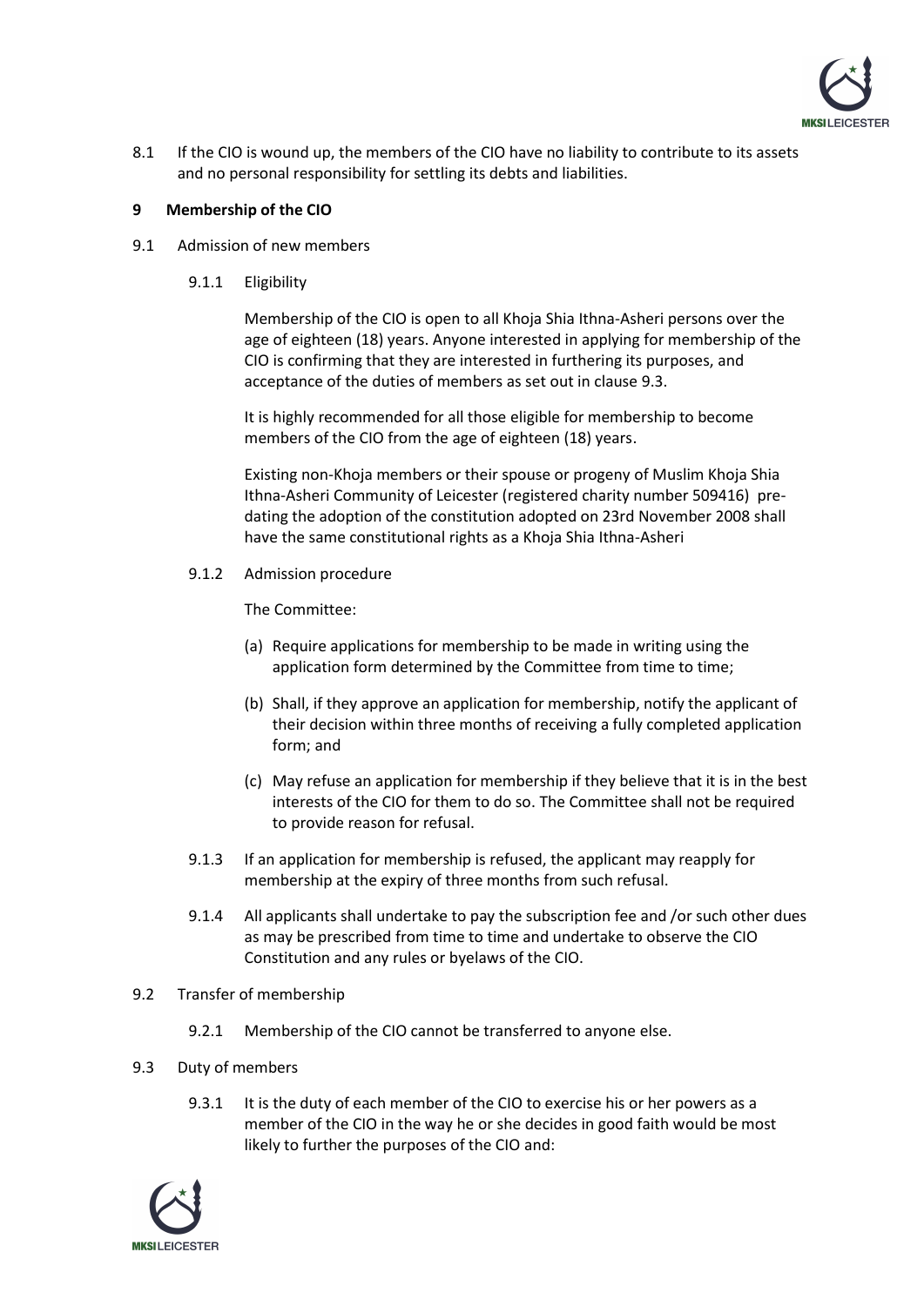8.1 If the CIO is wound up, the members of the CIO have no liability to contribute to its assets and no personal responsibility for settling its debts and liabilities.

## 9 Membership of the CIO

9.1 Admission of new members

9.1.1 Eligibility

Membership of the CIO is open to all Khoja Shia Ithna-Asheri persons over the age of eighteen (18) years. Anyone interested in applying for membership of the CIO is confirming that they are interested in furthering its purposes, and acceptance of the duties of members as set out in clause 9.3.

It is highly recommended for all those eligible for membership to become members of the CIO from the age of eighteen (18) years.

Existing non-Khoja members or their spouse or progeny of Muslim Khoja Shia Ithna-Asheri Community of Leicester (registered charity number 509416) pre-dating the adoption of the constitution adopted on 23rd November 2008 shall have the same constitutional rights as a Khoja Shia Ithna-Asheri

9.1.2 Admission procedure

The Committee:

(a) Require applications for membership to be made in writing using the application form determined by the Committee from time to time;

(b) Shall, if they approve an application for membership, notify the applicant of their decision within three months of receiving a fully completed application form; and

(c) May refuse an application for membership if they believe that it is in the best interests of the CIO for them to do so. The Committee shall not be required to provide reason for refusal.

9.1.3 If an application for membership is refused, the applicant may reapply for membership at the expiry of three months from such refusal.

9.1.4 All applicants shall undertake to pay the subscription fee and /or such other dues as may be prescribed from time to time and undertake to observe the CIO Constitution and any rules or byelaws of the CIO.

9.2 Transfer of membership

9.2.1 Membership of the CIO cannot be transferred to anyone else.

9.3 Duty of members

9.3.1 It is the duty of each member of the CIO to exercise his or her powers as a member of the CIO in the way he or she decides in good faith would be most likely to further the purposes of the CIO and: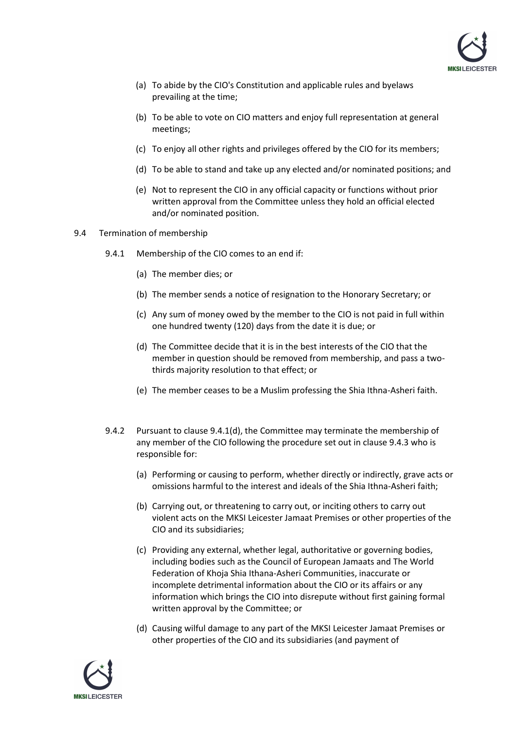(a) To abide by the CIO's Constitution and applicable rules and byelaws prevailing at the time;

(b) To be able to vote on CIO matters and enjoy full representation at general meetings;

(c) To enjoy all other rights and privileges offered by the CIO for its members;

(d) To be able to stand and take up any elected and/or nominated positions; and

(e) Not to represent the CIO in any official capacity or functions without prior written approval from the Committee unless they hold an official elected and/or nominated position.

9.4 Termination of membership

9.4.1 Membership of the CIO comes to an end if:

(a) The member dies; or

(b) The member sends a notice of resignation to the Honorary Secretary; or

(c) Any sum of money owed by the member to the CIO is not paid in full within one hundred twenty (120) days from the date it is due; or

(d) The Committee decide that it is in the best interests of the CIO that the member in question should be removed from membership, and pass a two-thirds majority resolution to that effect; or

(e) The member ceases to be a Muslim professing the Shia Ithna-Asheri faith.

9.4.2 Pursuant to clause 9.4.1(d), the Committee may terminate the membership of any member of the CIO following the procedure set out in clause 9.4.3 who is responsible for:

(a) Performing or causing to perform, whether directly or indirectly, grave acts or omissions harmful to the interest and ideals of the Shia Ithna-Asheri faith;

(b) Carrying out, or threatening to carry out, or inciting others to carry out violent acts on the MKSI Leicester Jamaat Premises or other properties of the CIO and its subsidiaries;

(c) Providing any external, whether legal, authoritative or governing bodies, including bodies such as the Council of European Jamaats and The World Federation of Khoja Shia Ithana-Asheri Communities, inaccurate or incomplete detrimental information about the CIO or its affairs or any information which brings the CIO into disrepute without first gaining formal written approval by the Committee; or

(d) Causing wilful damage to any part of the MKSI Leicester Jamaat Premises or other properties of the CIO and its subsidiaries (and payment of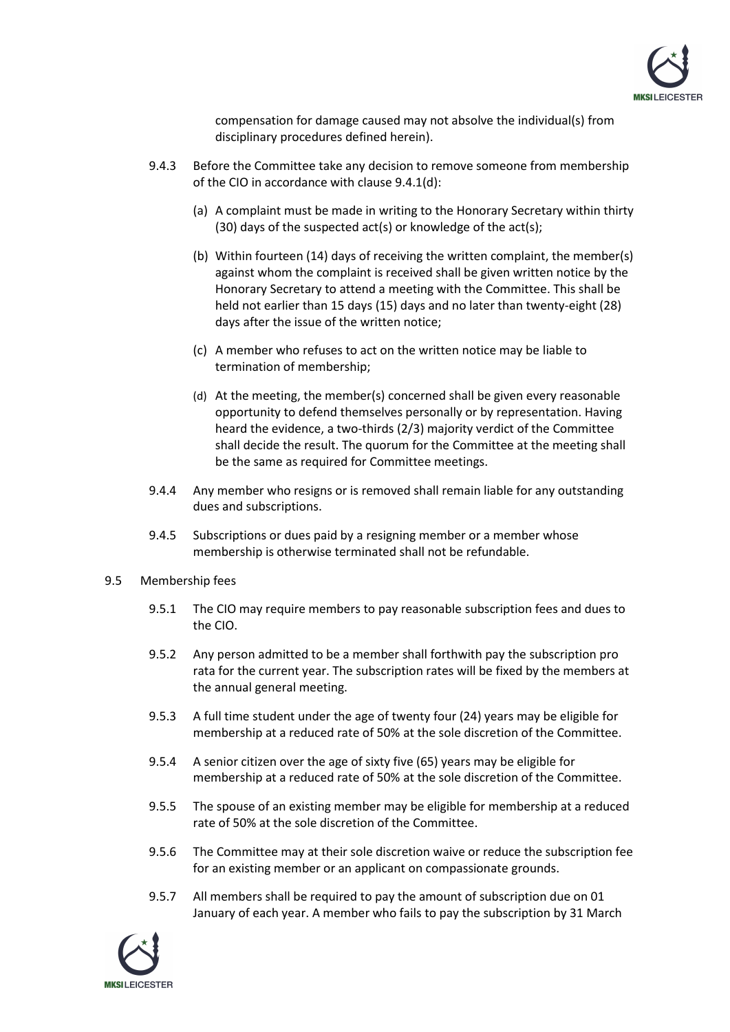compensation for damage caused may not absolve the individual(s) from disciplinary procedures defined herein).

9.4.3 Before the Committee take any decision to remove someone from membership of the CIO in accordance with clause 9.4.1(d):

(a) A complaint must be made in writing to the Honorary Secretary within thirty (30) days of the suspected act(s) or knowledge of the act(s);

(b) Within fourteen (14) days of receiving the written complaint, the member(s) against whom the complaint is received shall be given written notice by the Honorary Secretary to attend a meeting with the Committee. This shall be held not earlier than 15 days (15) days and no later than twenty-eight (28) days after the issue of the written notice;

(c) A member who refuses to act on the written notice may be liable to termination of membership;

(d) At the meeting, the member(s) concerned shall be given every reasonable opportunity to defend themselves personally or by representation. Having heard the evidence, a two-thirds (2/3) majority verdict of the Committee shall decide the result. The quorum for the Committee at the meeting shall be the same as required for Committee meetings.

9.4.4 Any member who resigns or is removed shall remain liable for any outstanding dues and subscriptions.

9.4.5 Subscriptions or dues paid by a resigning member or a member whose membership is otherwise terminated shall not be refundable.

9.5 Membership fees

9.5.1 The CIO may require members to pay reasonable subscription fees and dues to the CIO.

9.5.2 Any person admitted to be a member shall forthwith pay the subscription pro rata for the current year. The subscription rates will be fixed by the members at the annual general meeting.

9.5.3 A full time student under the age of twenty four (24) years may be eligible for membership at a reduced rate of 50% at the sole discretion of the Committee.

9.5.4 A senior citizen over the age of sixty five (65) years may be eligible for membership at a reduced rate of 50% at the sole discretion of the Committee.

9.5.5 The spouse of an existing member may be eligible for membership at a reduced rate of 50% at the sole discretion of the Committee.

9.5.6 The Committee may at their sole discretion waive or reduce the subscription fee for an existing member or an applicant on compassionate grounds.

9.5.7 All members shall be required to pay the amount of subscription due on 01 January of each year. A member who fails to pay the subscription by 31 March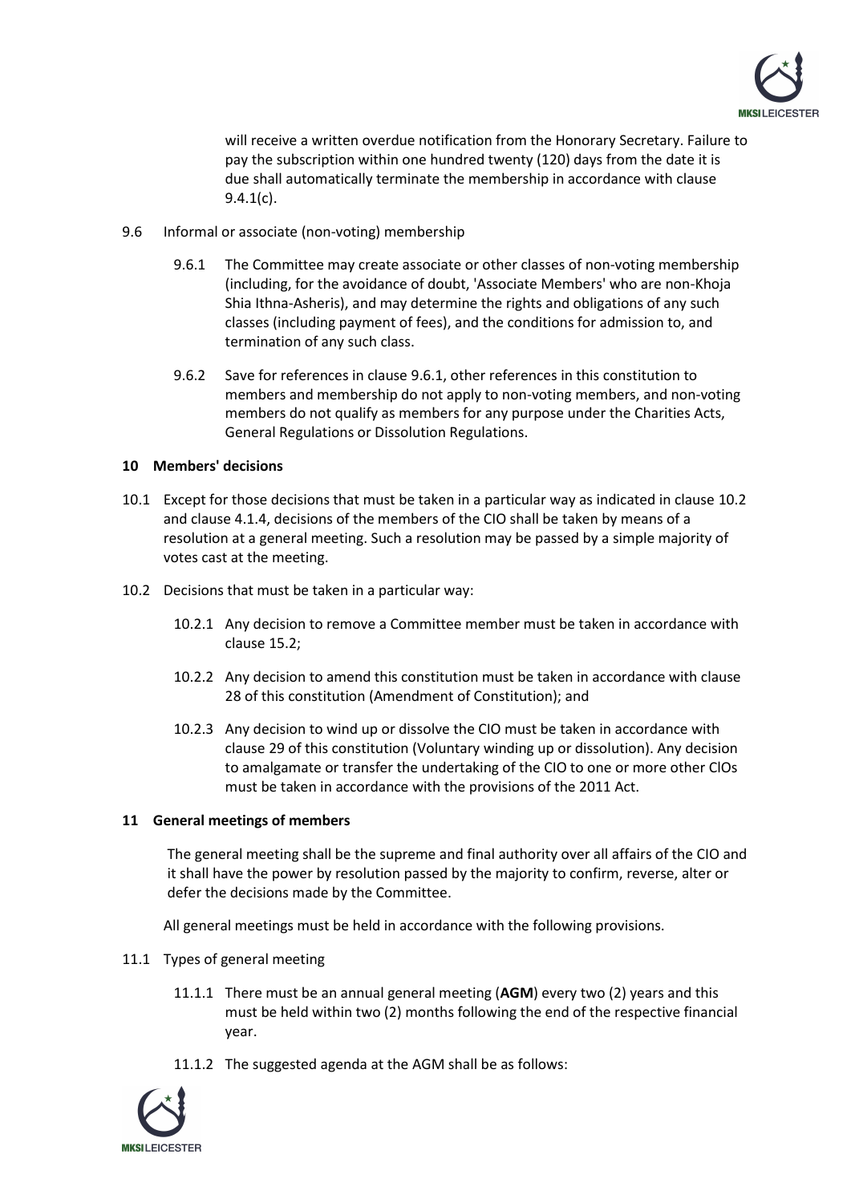will receive a written overdue notification from the Honorary Secretary. Failure to pay the subscription within one hundred twenty (120) days from the date it is due shall automatically terminate the membership in accordance with clause 9.4.1(c).

9.6 Informal or associate (non-voting) membership

9.6.1 The Committee may create associate or other classes of non-voting membership (including, for the avoidance of doubt, 'Associate Members' who are non-Khoja Shia Ithna-Asheris), and may determine the rights and obligations of any such classes (including payment of fees), and the conditions for admission to, and termination of any such class.

9.6.2 Save for references in clause 9.6.1, other references in this constitution to members and membership do not apply to non-voting members, and non-voting members do not qualify as members for any purpose under the Charities Acts, General Regulations or Dissolution Regulations.

## 10 Members' decisions

10.1 Except for those decisions that must be taken in a particular way as indicated in clause 10.2 and clause 4.1.4, decisions of the members of the CIO shall be taken by means of a resolution at a general meeting. Such a resolution may be passed by a simple majority of votes cast at the meeting.

10.2 Decisions that must be taken in a particular way:

10.2.1 Any decision to remove a Committee member must be taken in accordance with clause 15.2;

10.2.2 Any decision to amend this constitution must be taken in accordance with clause 28 of this constitution (Amendment of Constitution); and

10.2.3 Any decision to wind up or dissolve the CIO must be taken in accordance with clause 29 of this constitution (Voluntary winding up or dissolution). Any decision to amalgamate or transfer the undertaking of the CIO to one or more other ClOs must be taken in accordance with the provisions of the 2011 Act.

## 11 General meetings of members

The general meeting shall be the supreme and final authority over all affairs of the CIO and it shall have the power by resolution passed by the majority to confirm, reverse, alter or defer the decisions made by the Committee.

All general meetings must be held in accordance with the following provisions.

11.1 Types of general meeting

11.1.1 There must be an annual general meeting (**AGM**) every two (2) years and this must be held within two (2) months following the end of the respective financial year.

11.1.2 The suggested agenda at the AGM shall be as follows: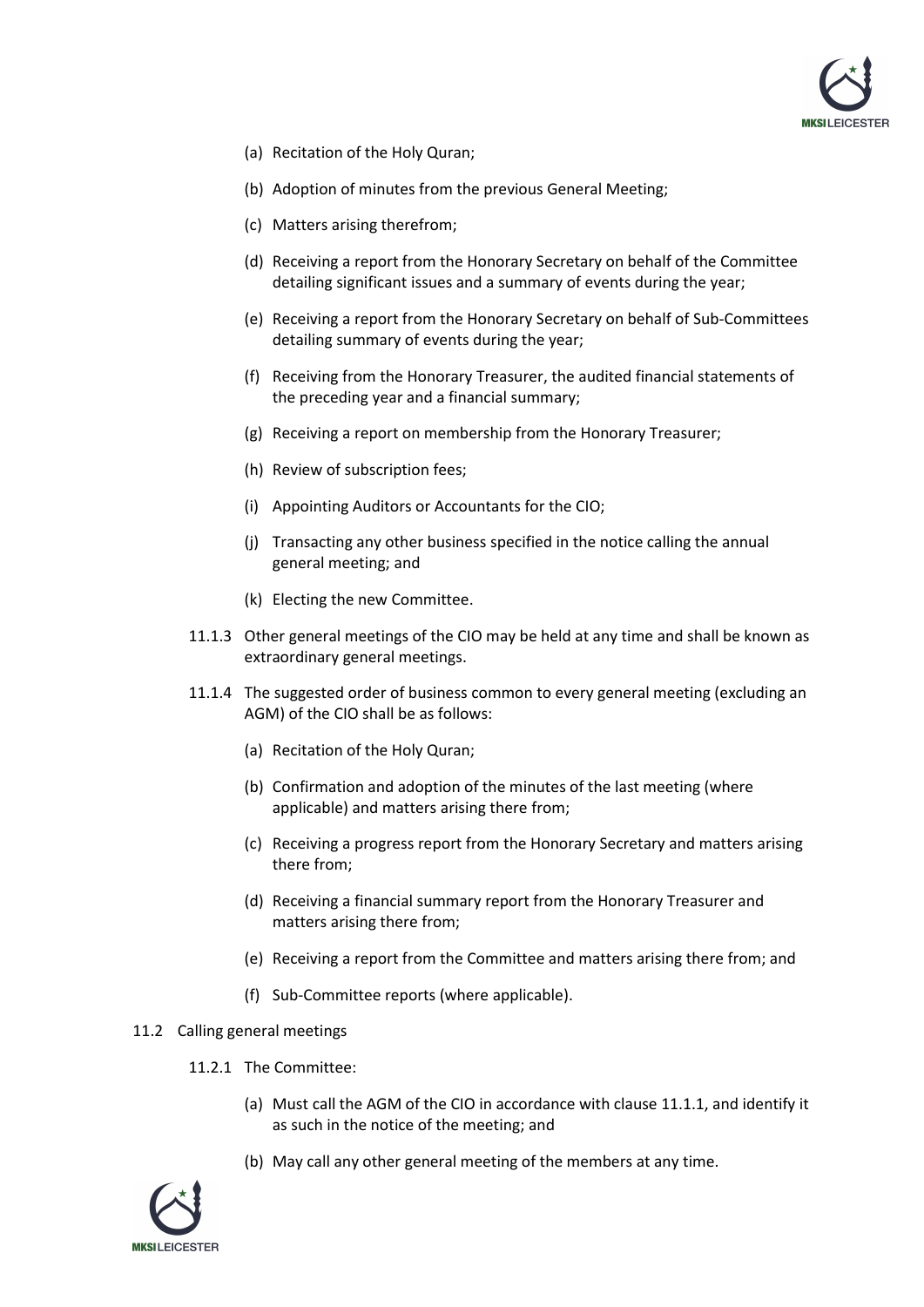(a) Recitation of the Holy Quran;

(b) Adoption of minutes from the previous General Meeting;

(c) Matters arising therefrom;

(d) Receiving a report from the Honorary Secretary on behalf of the Committee detailing significant issues and a summary of events during the year;

(e) Receiving a report from the Honorary Secretary on behalf of Sub-Committees detailing summary of events during the year;

(f) Receiving from the Honorary Treasurer, the audited financial statements of the preceding year and a financial summary;

(g) Receiving a report on membership from the Honorary Treasurer;

(h) Review of subscription fees;

(i) Appointing Auditors or Accountants for the CIO;

(j) Transacting any other business specified in the notice calling the annual general meeting; and

(k) Electing the new Committee.

11.1.3 Other general meetings of the CIO may be held at any time and shall be known as extraordinary general meetings.

11.1.4 The suggested order of business common to every general meeting (excluding an AGM) of the CIO shall be as follows:

(a) Recitation of the Holy Quran;

(b) Confirmation and adoption of the minutes of the last meeting (where applicable) and matters arising there from;

(c) Receiving a progress report from the Honorary Secretary and matters arising there from;

(d) Receiving a financial summary report from the Honorary Treasurer and matters arising there from;

(e) Receiving a report from the Committee and matters arising there from; and

(f) Sub-Committee reports (where applicable).

11.2 Calling general meetings

11.2.1 The Committee:

(a) Must call the AGM of the CIO in accordance with clause 11.1.1, and identify it as such in the notice of the meeting; and

(b) May call any other general meeting of the members at any time.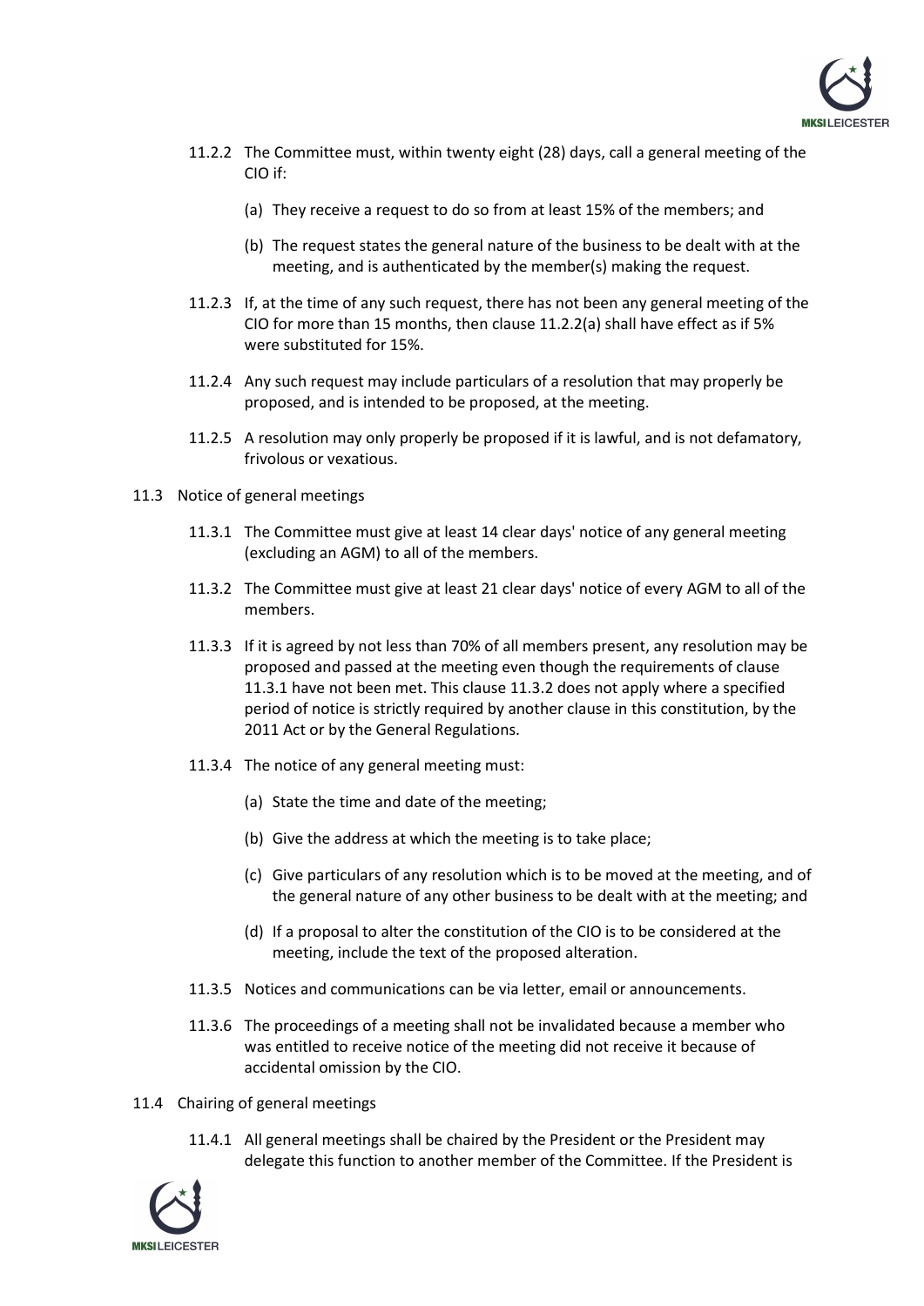11.2.2 The Committee must, within twenty eight (28) days, call a general meeting of the CIO if:

(a) They receive a request to do so from at least 15% of the members; and

(b) The request states the general nature of the business to be dealt with at the meeting, and is authenticated by the member(s) making the request.

11.2.3 If, at the time of any such request, there has not been any general meeting of the CIO for more than 15 months, then clause 11.2.2(a) shall have effect as if 5% were substituted for 15%.

11.2.4 Any such request may include particulars of a resolution that may properly be proposed, and is intended to be proposed, at the meeting.

11.2.5 A resolution may only properly be proposed if it is lawful, and is not defamatory, frivolous or vexatious.

11.3 Notice of general meetings

11.3.1 The Committee must give at least 14 clear days' notice of any general meeting (excluding an AGM) to all of the members.

11.3.2 The Committee must give at least 21 clear days' notice of every AGM to all of the members.

11.3.3 If it is agreed by not less than 70% of all members present, any resolution may be proposed and passed at the meeting even though the requirements of clause 11.3.1 have not been met. This clause 11.3.2 does not apply where a specified period of notice is strictly required by another clause in this constitution, by the 2011 Act or by the General Regulations.

11.3.4 The notice of any general meeting must:

(a) State the time and date of the meeting;

(b) Give the address at which the meeting is to take place;

(c) Give particulars of any resolution which is to be moved at the meeting, and of the general nature of any other business to be dealt with at the meeting; and

(d) If a proposal to alter the constitution of the CIO is to be considered at the meeting, include the text of the proposed alteration.

11.3.5 Notices and communications can be via letter, email or announcements.

11.3.6 The proceedings of a meeting shall not be invalidated because a member who was entitled to receive notice of the meeting did not receive it because of accidental omission by the CIO.

11.4 Chairing of general meetings

11.4.1 All general meetings shall be chaired by the President or the President may delegate this function to another member of the Committee. If the President is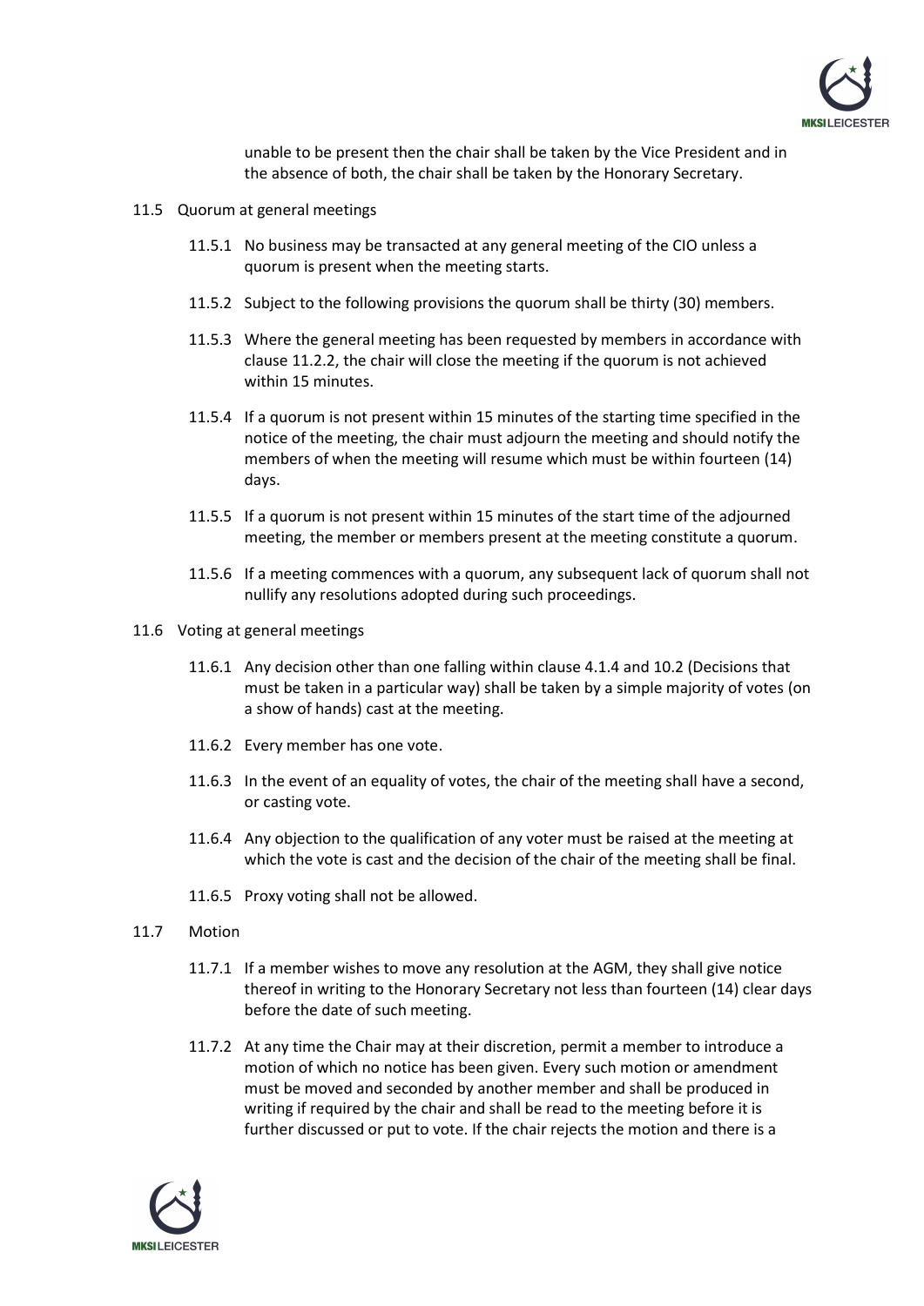unable to be present then the chair shall be taken by the Vice President and in the absence of both, the chair shall be taken by the Honorary Secretary.

11.5 Quorum at general meetings

11.5.1 No business may be transacted at any general meeting of the CIO unless a quorum is present when the meeting starts.

11.5.2 Subject to the following provisions the quorum shall be thirty (30) members.

11.5.3 Where the general meeting has been requested by members in accordance with clause 11.2.2, the chair will close the meeting if the quorum is not achieved within 15 minutes.

11.5.4 If a quorum is not present within 15 minutes of the starting time specified in the notice of the meeting, the chair must adjourn the meeting and should notify the members of when the meeting will resume which must be within fourteen (14) days.

11.5.5 If a quorum is not present within 15 minutes of the start time of the adjourned meeting, the member or members present at the meeting constitute a quorum.

11.5.6 If a meeting commences with a quorum, any subsequent lack of quorum shall not nullify any resolutions adopted during such proceedings.

11.6 Voting at general meetings

11.6.1 Any decision other than one falling within clause 4.1.4 and 10.2 (Decisions that must be taken in a particular way) shall be taken by a simple majority of votes (on a show of hands) cast at the meeting.

11.6.2 Every member has one vote.

11.6.3 In the event of an equality of votes, the chair of the meeting shall have a second, or casting vote.

11.6.4 Any objection to the qualification of any voter must be raised at the meeting at which the vote is cast and the decision of the chair of the meeting shall be final.

11.6.5 Proxy voting shall not be allowed.

11.7 Motion

11.7.1 If a member wishes to move any resolution at the AGM, they shall give notice thereof in writing to the Honorary Secretary not less than fourteen (14) clear days before the date of such meeting.

11.7.2 At any time the Chair may at their discretion, permit a member to introduce a motion of which no notice has been given. Every such motion or amendment must be moved and seconded by another member and shall be produced in writing if required by the chair and shall be read to the meeting before it is further discussed or put to vote. If the chair rejects the motion and there is a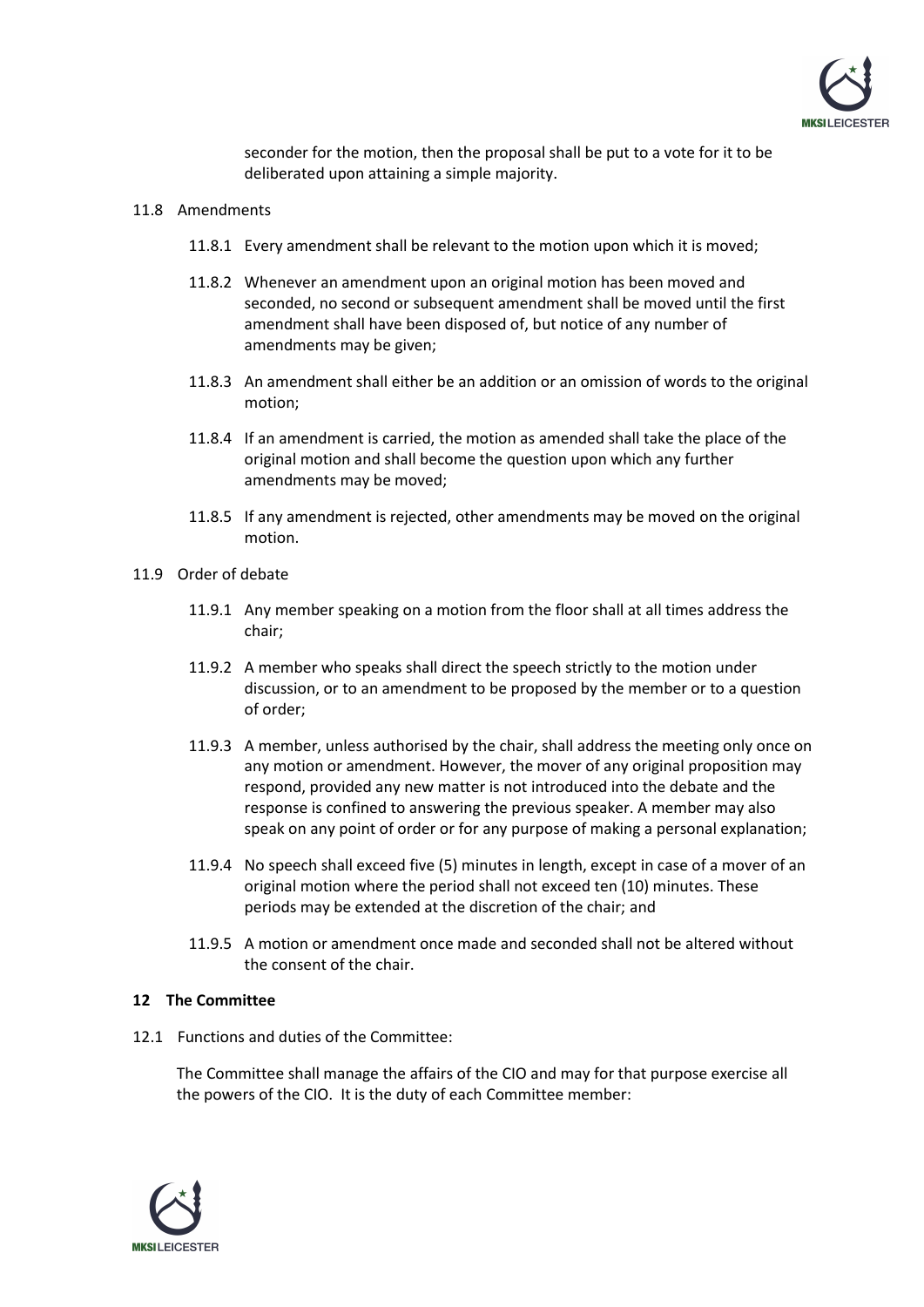seconder for the motion, then the proposal shall be put to a vote for it to be deliberated upon attaining a simple majority.

11.8 Amendments

11.8.1 Every amendment shall be relevant to the motion upon which it is moved;

11.8.2 Whenever an amendment upon an original motion has been moved and seconded, no second or subsequent amendment shall be moved until the first amendment shall have been disposed of, but notice of any number of amendments may be given;

11.8.3 An amendment shall either be an addition or an omission of words to the original motion;

11.8.4 If an amendment is carried, the motion as amended shall take the place of the original motion and shall become the question upon which any further amendments may be moved;

11.8.5 If any amendment is rejected, other amendments may be moved on the original motion.

11.9 Order of debate

11.9.1 Any member speaking on a motion from the floor shall at all times address the chair;

11.9.2 A member who speaks shall direct the speech strictly to the motion under discussion, or to an amendment to be proposed by the member or to a question of order;

11.9.3 A member, unless authorised by the chair, shall address the meeting only once on any motion or amendment. However, the mover of any original proposition may respond, provided any new matter is not introduced into the debate and the response is confined to answering the previous speaker. A member may also speak on any point of order or for any purpose of making a personal explanation;

11.9.4 No speech shall exceed five (5) minutes in length, except in case of a mover of an original motion where the period shall not exceed ten (10) minutes. These periods may be extended at the discretion of the chair; and

11.9.5 A motion or amendment once made and seconded shall not be altered without the consent of the chair.

## 12 The Committee

12.1 Functions and duties of the Committee:

The Committee shall manage the affairs of the CIO and may for that purpose exercise all the powers of the CIO. It is the duty of each Committee member: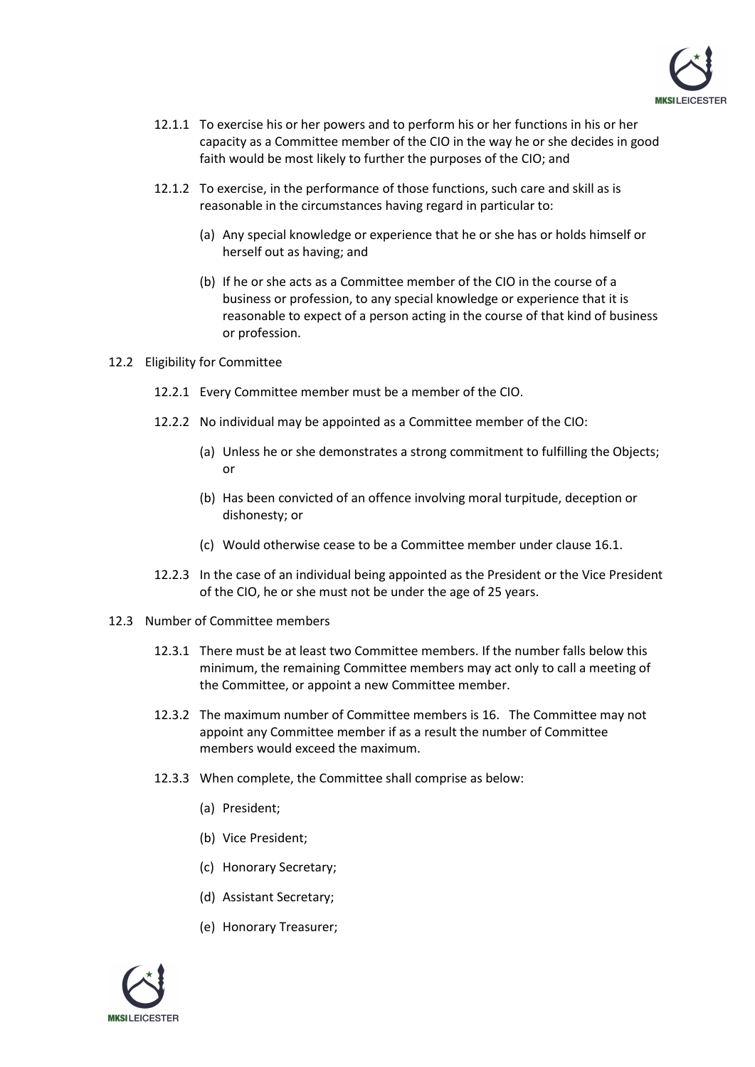12.1.1 To exercise his or her powers and to perform his or her functions in his or her capacity as a Committee member of the CIO in the way he or she decides in good faith would be most likely to further the purposes of the CIO; and

12.1.2 To exercise, in the performance of those functions, such care and skill as is reasonable in the circumstances having regard in particular to:

(a) Any special knowledge or experience that he or she has or holds himself or herself out as having; and

(b) If he or she acts as a Committee member of the CIO in the course of a business or profession, to any special knowledge or experience that it is reasonable to expect of a person acting in the course of that kind of business or profession.

12.2 Eligibility for Committee

12.2.1 Every Committee member must be a member of the CIO.

12.2.2 No individual may be appointed as a Committee member of the CIO:

(a) Unless he or she demonstrates a strong commitment to fulfilling the Objects; or

(b) Has been convicted of an offence involving moral turpitude, deception or dishonesty; or

(c) Would otherwise cease to be a Committee member under clause 16.1.

12.2.3 In the case of an individual being appointed as the President or the Vice President of the CIO, he or she must not be under the age of 25 years.

12.3 Number of Committee members

12.3.1 There must be at least two Committee members. If the number falls below this minimum, the remaining Committee members may act only to call a meeting of the Committee, or appoint a new Committee member.

12.3.2 The maximum number of Committee members is 16. The Committee may not appoint any Committee member if as a result the number of Committee members would exceed the maximum.

12.3.3 When complete, the Committee shall comprise as below:

(a) President;

(b) Vice President;

(c) Honorary Secretary;

(d) Assistant Secretary;

(e) Honorary Treasurer;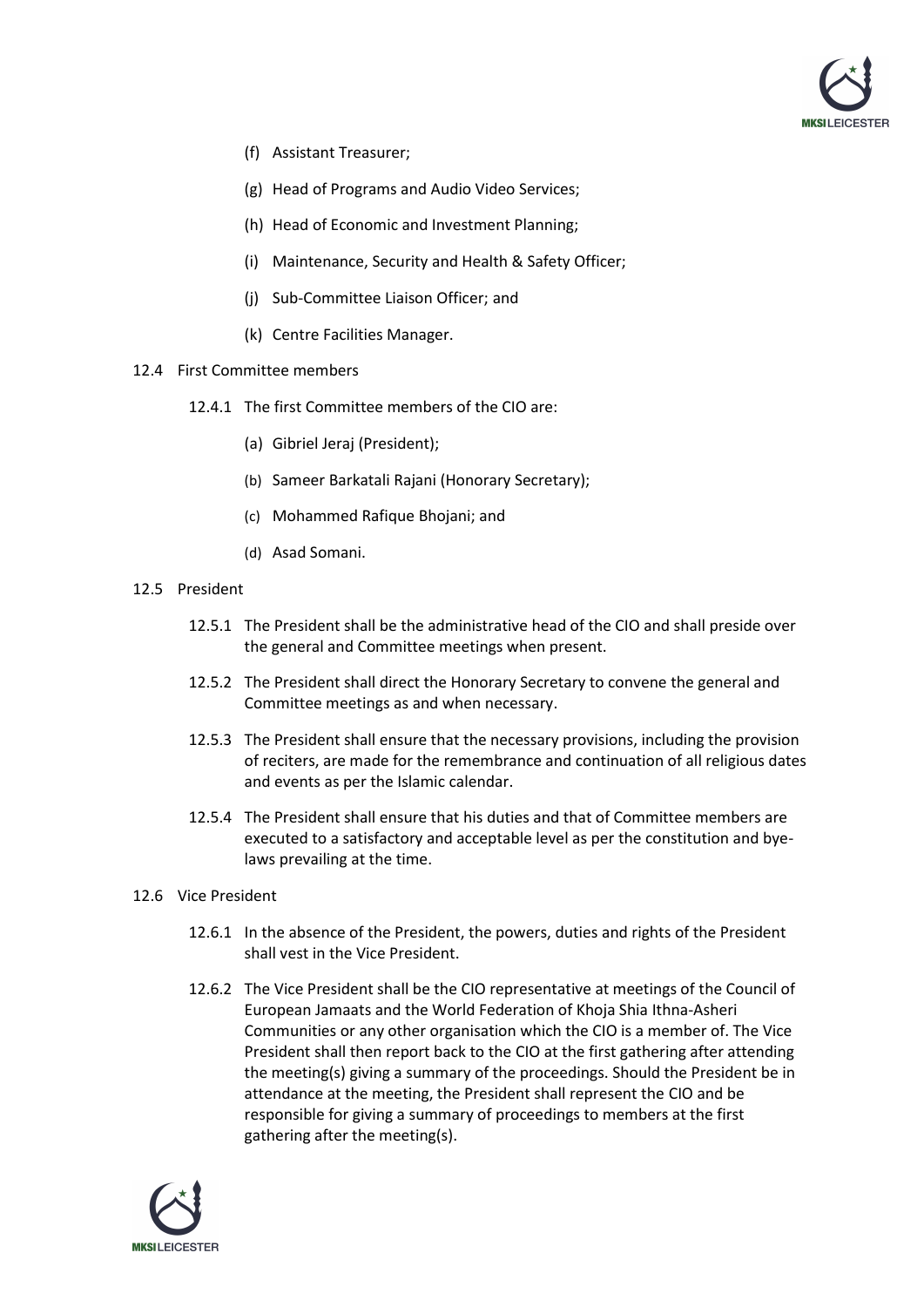(f) Assistant Treasurer;

(g) Head of Programs and Audio Video Services;

(h) Head of Economic and Investment Planning;

(i) Maintenance, Security and Health & Safety Officer;

(j) Sub-Committee Liaison Officer; and

(k) Centre Facilities Manager.

12.4 First Committee members

12.4.1 The first Committee members of the CIO are:

(a) Gibriel Jeraj (President);

(b) Sameer Barkatali Rajani (Honorary Secretary);

(c) Mohammed Rafique Bhojani; and

(d) Asad Somani.

12.5 President

12.5.1 The President shall be the administrative head of the CIO and shall preside over the general and Committee meetings when present.

12.5.2 The President shall direct the Honorary Secretary to convene the general and Committee meetings as and when necessary.

12.5.3 The President shall ensure that the necessary provisions, including the provision of reciters, are made for the remembrance and continuation of all religious dates and events as per the Islamic calendar.

12.5.4 The President shall ensure that his duties and that of Committee members are executed to a satisfactory and acceptable level as per the constitution and bye-laws prevailing at the time.

12.6 Vice President

12.6.1 In the absence of the President, the powers, duties and rights of the President shall vest in the Vice President.

12.6.2 The Vice President shall be the CIO representative at meetings of the Council of European Jamaats and the World Federation of Khoja Shia Ithna-Asheri Communities or any other organisation which the CIO is a member of. The Vice President shall then report back to the CIO at the first gathering after attending the meeting(s) giving a summary of the proceedings. Should the President be in attendance at the meeting, the President shall represent the CIO and be responsible for giving a summary of proceedings to members at the first gathering after the meeting(s).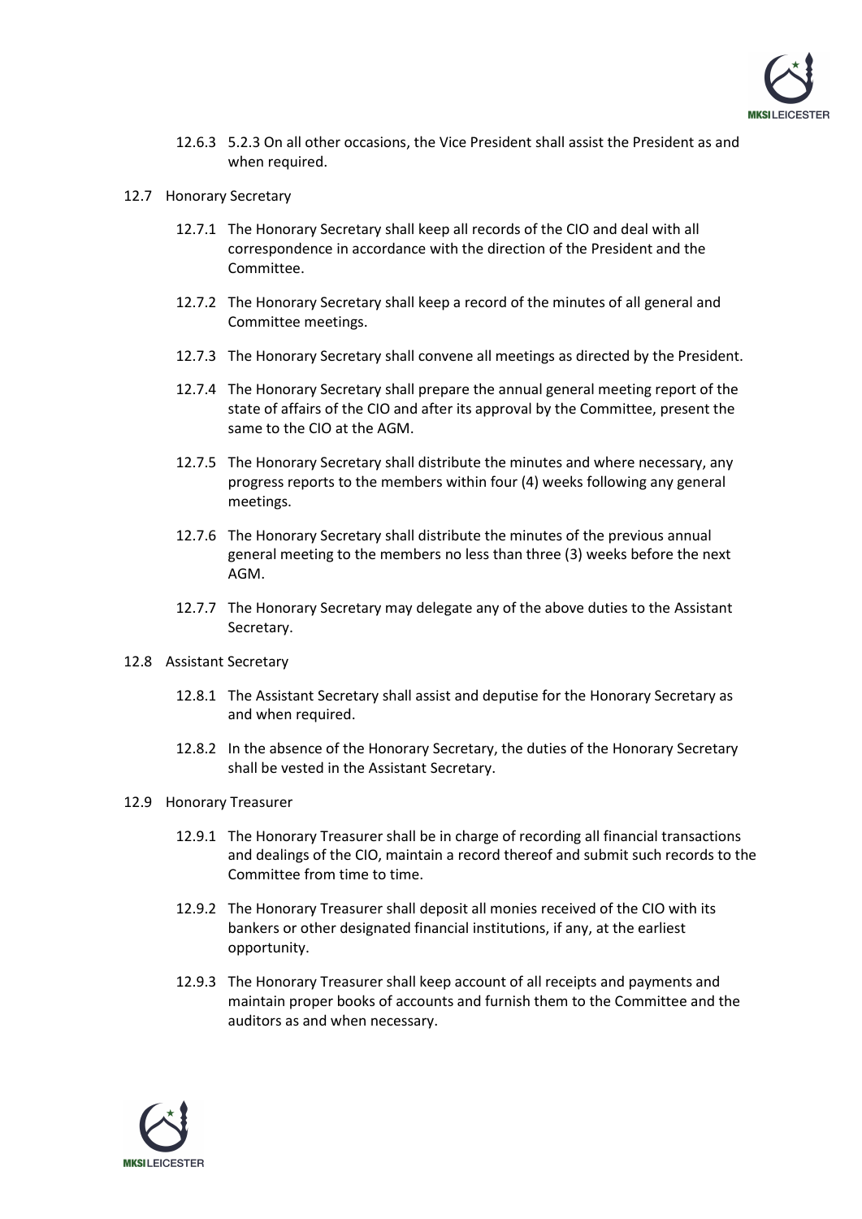12.6.3 5.2.3 On all other occasions, the Vice President shall assist the President as and when required.

12.7 Honorary Secretary

12.7.1 The Honorary Secretary shall keep all records of the CIO and deal with all correspondence in accordance with the direction of the President and the Committee.

12.7.2 The Honorary Secretary shall keep a record of the minutes of all general and Committee meetings.

12.7.3 The Honorary Secretary shall convene all meetings as directed by the President.

12.7.4 The Honorary Secretary shall prepare the annual general meeting report of the state of affairs of the CIO and after its approval by the Committee, present the same to the CIO at the AGM.

12.7.5 The Honorary Secretary shall distribute the minutes and where necessary, any progress reports to the members within four (4) weeks following any general meetings.

12.7.6 The Honorary Secretary shall distribute the minutes of the previous annual general meeting to the members no less than three (3) weeks before the next AGM.

12.7.7 The Honorary Secretary may delegate any of the above duties to the Assistant Secretary.

12.8 Assistant Secretary

12.8.1 The Assistant Secretary shall assist and deputise for the Honorary Secretary as and when required.

12.8.2 In the absence of the Honorary Secretary, the duties of the Honorary Secretary shall be vested in the Assistant Secretary.

12.9 Honorary Treasurer

12.9.1 The Honorary Treasurer shall be in charge of recording all financial transactions and dealings of the CIO, maintain a record thereof and submit such records to the Committee from time to time.

12.9.2 The Honorary Treasurer shall deposit all monies received of the CIO with its bankers or other designated financial institutions, if any, at the earliest opportunity.

12.9.3 The Honorary Treasurer shall keep account of all receipts and payments and maintain proper books of accounts and furnish them to the Committee and the auditors as and when necessary.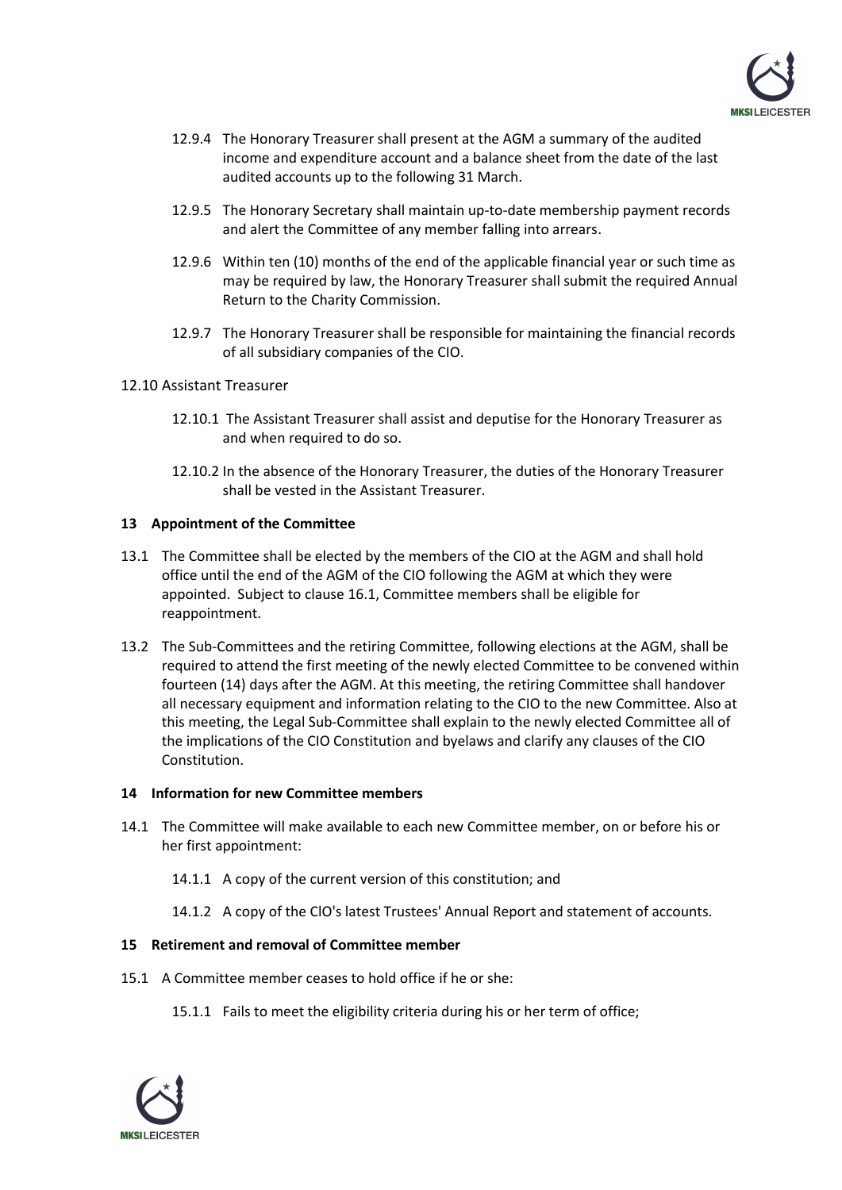12.9.4 The Honorary Treasurer shall present at the AGM a summary of the audited income and expenditure account and a balance sheet from the date of the last audited accounts up to the following 31 March.

12.9.5 The Honorary Secretary shall maintain up-to-date membership payment records and alert the Committee of any member falling into arrears.

12.9.6 Within ten (10) months of the end of the applicable financial year or such time as may be required by law, the Honorary Treasurer shall submit the required Annual Return to the Charity Commission.

12.9.7 The Honorary Treasurer shall be responsible for maintaining the financial records of all subsidiary companies of the CIO.

12.10 Assistant Treasurer

12.10.1 The Assistant Treasurer shall assist and deputise for the Honorary Treasurer as and when required to do so.

12.10.2 In the absence of the Honorary Treasurer, the duties of the Honorary Treasurer shall be vested in the Assistant Treasurer.

**13 Appointment of the Committee**

13.1 The Committee shall be elected by the members of the CIO at the AGM and shall hold office until the end of the AGM of the CIO following the AGM at which they were appointed. Subject to clause 16.1, Committee members shall be eligible for reappointment.

13.2 The Sub-Committees and the retiring Committee, following elections at the AGM, shall be required to attend the first meeting of the newly elected Committee to be convened within fourteen (14) days after the AGM. At this meeting, the retiring Committee shall handover all necessary equipment and information relating to the CIO to the new Committee. Also at this meeting, the Legal Sub-Committee shall explain to the newly elected Committee all of the implications of the CIO Constitution and byelaws and clarify any clauses of the CIO Constitution.

**14 Information for new Committee members**

14.1 The Committee will make available to each new Committee member, on or before his or her first appointment:

14.1.1 A copy of the current version of this constitution; and

14.1.2 A copy of the ClO's latest Trustees' Annual Report and statement of accounts.

**15 Retirement and removal of Committee member**

15.1 A Committee member ceases to hold office if he or she:

15.1.1 Fails to meet the eligibility criteria during his or her term of office;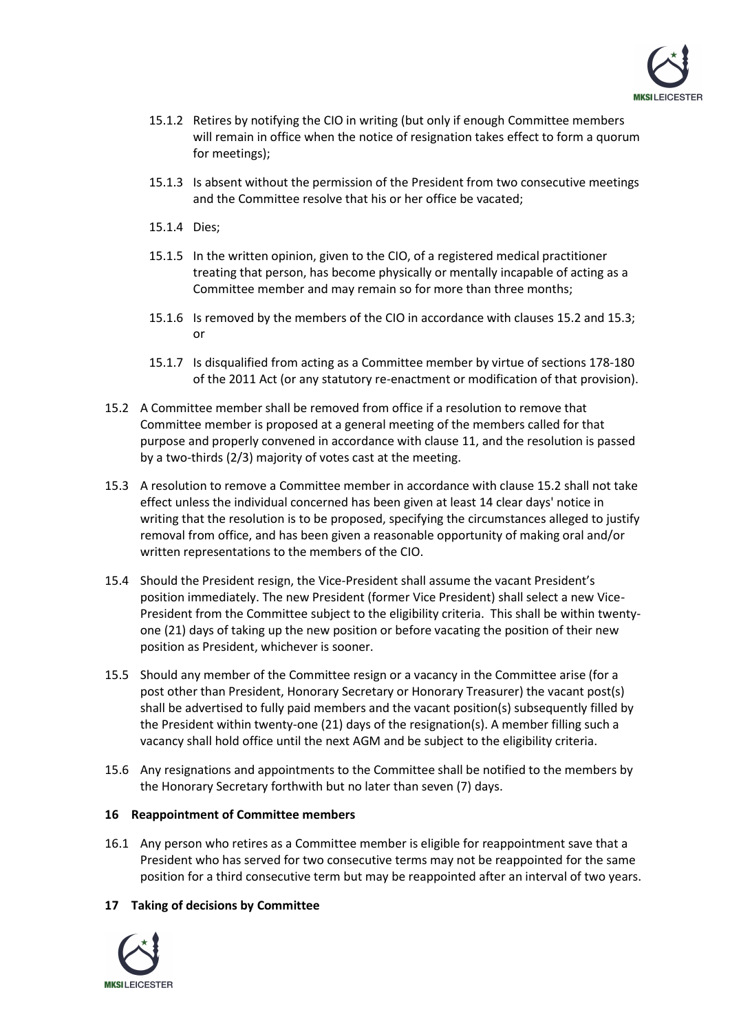15.1.2 Retires by notifying the CIO in writing (but only if enough Committee members will remain in office when the notice of resignation takes effect to form a quorum for meetings);

15.1.3 Is absent without the permission of the President from two consecutive meetings and the Committee resolve that his or her office be vacated;

15.1.4 Dies;

15.1.5 In the written opinion, given to the CIO, of a registered medical practitioner treating that person, has become physically or mentally incapable of acting as a Committee member and may remain so for more than three months;

15.1.6 Is removed by the members of the CIO in accordance with clauses 15.2 and 15.3; or

15.1.7 Is disqualified from acting as a Committee member by virtue of sections 178-180 of the 2011 Act (or any statutory re-enactment or modification of that provision).

15.2 A Committee member shall be removed from office if a resolution to remove that Committee member is proposed at a general meeting of the members called for that purpose and properly convened in accordance with clause 11, and the resolution is passed by a two-thirds (2/3) majority of votes cast at the meeting.

15.3 A resolution to remove a Committee member in accordance with clause 15.2 shall not take effect unless the individual concerned has been given at least 14 clear days' notice in writing that the resolution is to be proposed, specifying the circumstances alleged to justify removal from office, and has been given a reasonable opportunity of making oral and/or written representations to the members of the CIO.

15.4 Should the President resign, the Vice-President shall assume the vacant President's position immediately. The new President (former Vice President) shall select a new Vice-President from the Committee subject to the eligibility criteria. This shall be within twenty-one (21) days of taking up the new position or before vacating the position of their new position as President, whichever is sooner.

15.5 Should any member of the Committee resign or a vacancy in the Committee arise (for a post other than President, Honorary Secretary or Honorary Treasurer) the vacant post(s) shall be advertised to fully paid members and the vacant position(s) subsequently filled by the President within twenty-one (21) days of the resignation(s). A member filling such a vacancy shall hold office until the next AGM and be subject to the eligibility criteria.

15.6 Any resignations and appointments to the Committee shall be notified to the members by the Honorary Secretary forthwith but no later than seven (7) days.

## 16 Reappointment of Committee members

16.1 Any person who retires as a Committee member is eligible for reappointment save that a President who has served for two consecutive terms may not be reappointed for the same position for a third consecutive term but may be reappointed after an interval of two years.

## 17 Taking of decisions by Committee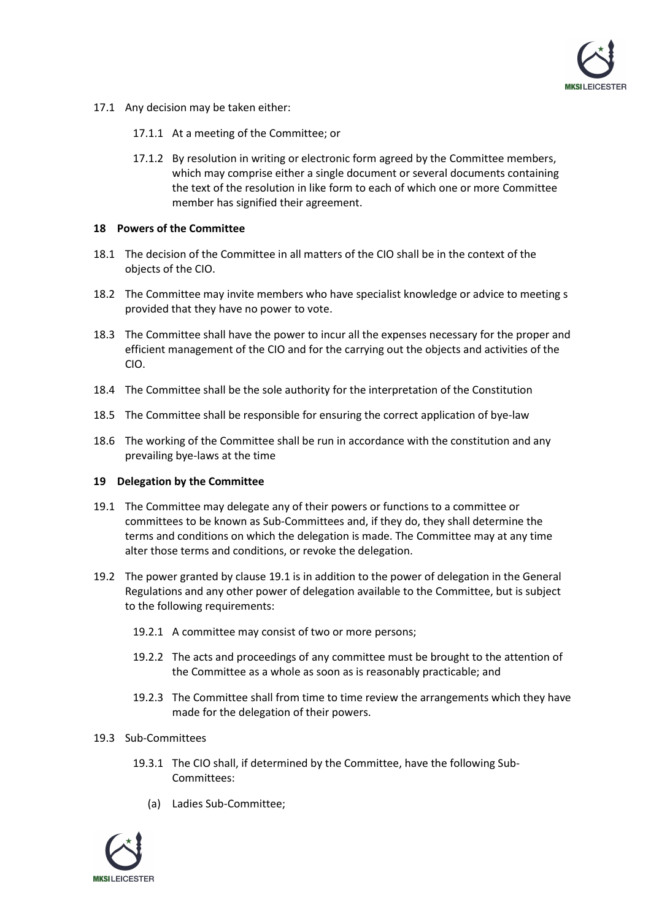17.1 Any decision may be taken either:

17.1.1 At a meeting of the Committee; or

17.1.2 By resolution in writing or electronic form agreed by the Committee members, which may comprise either a single document or several documents containing the text of the resolution in like form to each of which one or more Committee member has signified their agreement.

## 18 Powers of the Committee

18.1 The decision of the Committee in all matters of the CIO shall be in the context of the objects of the CIO.

18.2 The Committee may invite members who have specialist knowledge or advice to meeting s provided that they have no power to vote.

18.3 The Committee shall have the power to incur all the expenses necessary for the proper and efficient management of the CIO and for the carrying out the objects and activities of the CIO.

18.4 The Committee shall be the sole authority for the interpretation of the Constitution

18.5 The Committee shall be responsible for ensuring the correct application of bye-law

18.6 The working of the Committee shall be run in accordance with the constitution and any prevailing bye-laws at the time

## 19 Delegation by the Committee

19.1 The Committee may delegate any of their powers or functions to a committee or committees to be known as Sub-Committees and, if they do, they shall determine the terms and conditions on which the delegation is made. The Committee may at any time alter those terms and conditions, or revoke the delegation.

19.2 The power granted by clause 19.1 is in addition to the power of delegation in the General Regulations and any other power of delegation available to the Committee, but is subject to the following requirements:

19.2.1 A committee may consist of two or more persons;

19.2.2 The acts and proceedings of any committee must be brought to the attention of the Committee as a whole as soon as is reasonably practicable; and

19.2.3 The Committee shall from time to time review the arrangements which they have made for the delegation of their powers.

19.3 Sub-Committees

19.3.1 The CIO shall, if determined by the Committee, have the following Sub-Committees:

(a) Ladies Sub-Committee;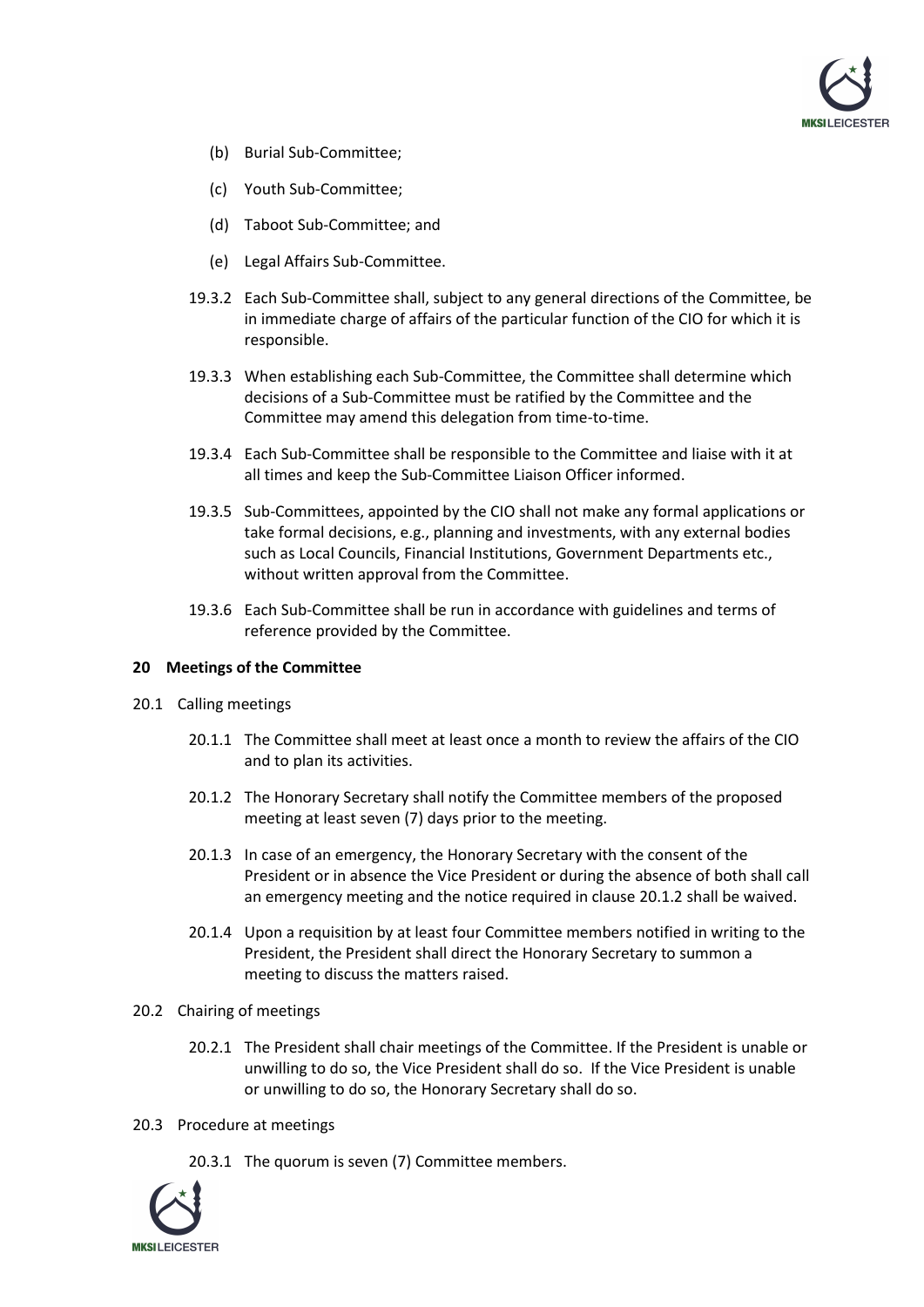(b) Burial Sub-Committee;

(c) Youth Sub-Committee;

(d) Taboot Sub-Committee; and

(e) Legal Affairs Sub-Committee.

19.3.2 Each Sub-Committee shall, subject to any general directions of the Committee, be in immediate charge of affairs of the particular function of the CIO for which it is responsible.

19.3.3 When establishing each Sub-Committee, the Committee shall determine which decisions of a Sub-Committee must be ratified by the Committee and the Committee may amend this delegation from time-to-time.

19.3.4 Each Sub-Committee shall be responsible to the Committee and liaise with it at all times and keep the Sub-Committee Liaison Officer informed.

19.3.5 Sub-Committees, appointed by the CIO shall not make any formal applications or take formal decisions, e.g., planning and investments, with any external bodies such as Local Councils, Financial Institutions, Government Departments etc., without written approval from the Committee.

19.3.6 Each Sub-Committee shall be run in accordance with guidelines and terms of reference provided by the Committee.

## 20 Meetings of the Committee

20.1 Calling meetings

20.1.1 The Committee shall meet at least once a month to review the affairs of the CIO and to plan its activities.

20.1.2 The Honorary Secretary shall notify the Committee members of the proposed meeting at least seven (7) days prior to the meeting.

20.1.3 In case of an emergency, the Honorary Secretary with the consent of the President or in absence the Vice President or during the absence of both shall call an emergency meeting and the notice required in clause 20.1.2 shall be waived.

20.1.4 Upon a requisition by at least four Committee members notified in writing to the President, the President shall direct the Honorary Secretary to summon a meeting to discuss the matters raised.

20.2 Chairing of meetings

20.2.1 The President shall chair meetings of the Committee. If the President is unable or unwilling to do so, the Vice President shall do so. If the Vice President is unable or unwilling to do so, the Honorary Secretary shall do so.

20.3 Procedure at meetings

20.3.1 The quorum is seven (7) Committee members.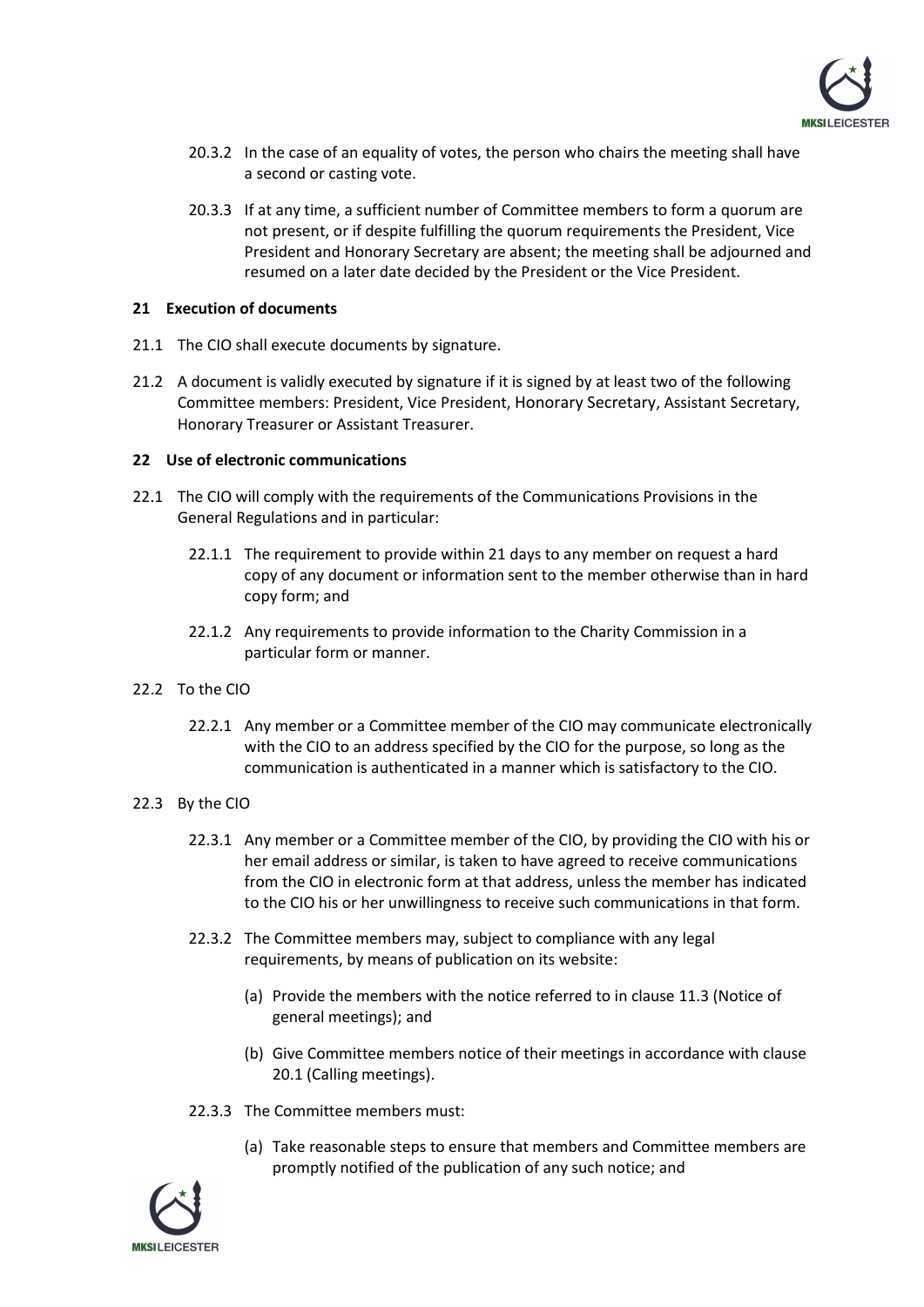20.3.2 In the case of an equality of votes, the person who chairs the meeting shall have a second or casting vote.

20.3.3 If at any time, a sufficient number of Committee members to form a quorum are not present, or if despite fulfilling the quorum requirements the President, Vice President and Honorary Secretary are absent; the meeting shall be adjourned and resumed on a later date decided by the President or the Vice President.

**21 Execution of documents**

21.1 The CIO shall execute documents by signature.

21.2 A document is validly executed by signature if it is signed by at least two of the following Committee members: President, Vice President, Honorary Secretary, Assistant Secretary, Honorary Treasurer or Assistant Treasurer.

**22 Use of electronic communications**

22.1 The CIO will comply with the requirements of the Communications Provisions in the General Regulations and in particular:

22.1.1 The requirement to provide within 21 days to any member on request a hard copy of any document or information sent to the member otherwise than in hard copy form; and

22.1.2 Any requirements to provide information to the Charity Commission in a particular form or manner.

22.2 To the CIO

22.2.1 Any member or a Committee member of the CIO may communicate electronically with the CIO to an address specified by the CIO for the purpose, so long as the communication is authenticated in a manner which is satisfactory to the CIO.

22.3 By the CIO

22.3.1 Any member or a Committee member of the CIO, by providing the CIO with his or her email address or similar, is taken to have agreed to receive communications from the CIO in electronic form at that address, unless the member has indicated to the CIO his or her unwillingness to receive such communications in that form.

22.3.2 The Committee members may, subject to compliance with any legal requirements, by means of publication on its website:

(a) Provide the members with the notice referred to in clause 11.3 (Notice of general meetings); and

(b) Give Committee members notice of their meetings in accordance with clause 20.1 (Calling meetings).

22.3.3 The Committee members must:

(a) Take reasonable steps to ensure that members and Committee members are promptly notified of the publication of any such notice; and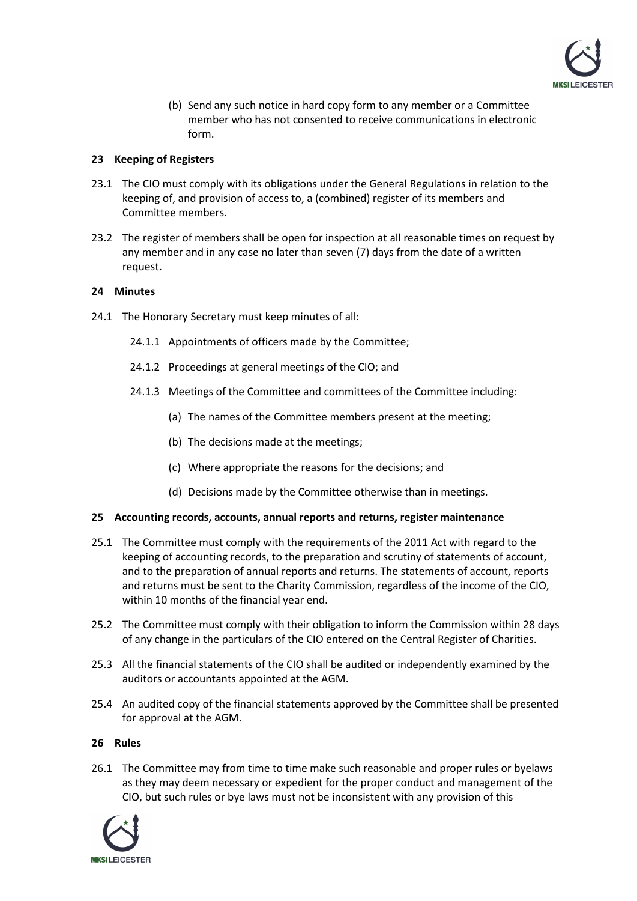(b) Send any such notice in hard copy form to any member or a Committee member who has not consented to receive communications in electronic form.

## 23 Keeping of Registers

23.1 The CIO must comply with its obligations under the General Regulations in relation to the keeping of, and provision of access to, a (combined) register of its members and Committee members.

23.2 The register of members shall be open for inspection at all reasonable times on request by any member and in any case no later than seven (7) days from the date of a written request.

## 24 Minutes

24.1 The Honorary Secretary must keep minutes of all:

24.1.1 Appointments of officers made by the Committee;

24.1.2 Proceedings at general meetings of the CIO; and

24.1.3 Meetings of the Committee and committees of the Committee including:

(a) The names of the Committee members present at the meeting;

(b) The decisions made at the meetings;

(c) Where appropriate the reasons for the decisions; and

(d) Decisions made by the Committee otherwise than in meetings.

## 25 Accounting records, accounts, annual reports and returns, register maintenance

25.1 The Committee must comply with the requirements of the 2011 Act with regard to the keeping of accounting records, to the preparation and scrutiny of statements of account, and to the preparation of annual reports and returns. The statements of account, reports and returns must be sent to the Charity Commission, regardless of the income of the CIO, within 10 months of the financial year end.

25.2 The Committee must comply with their obligation to inform the Commission within 28 days of any change in the particulars of the CIO entered on the Central Register of Charities.

25.3 All the financial statements of the CIO shall be audited or independently examined by the auditors or accountants appointed at the AGM.

25.4 An audited copy of the financial statements approved by the Committee shall be presented for approval at the AGM.

## 26 Rules

26.1 The Committee may from time to time make such reasonable and proper rules or byelaws as they may deem necessary or expedient for the proper conduct and management of the CIO, but such rules or bye laws must not be inconsistent with any provision of this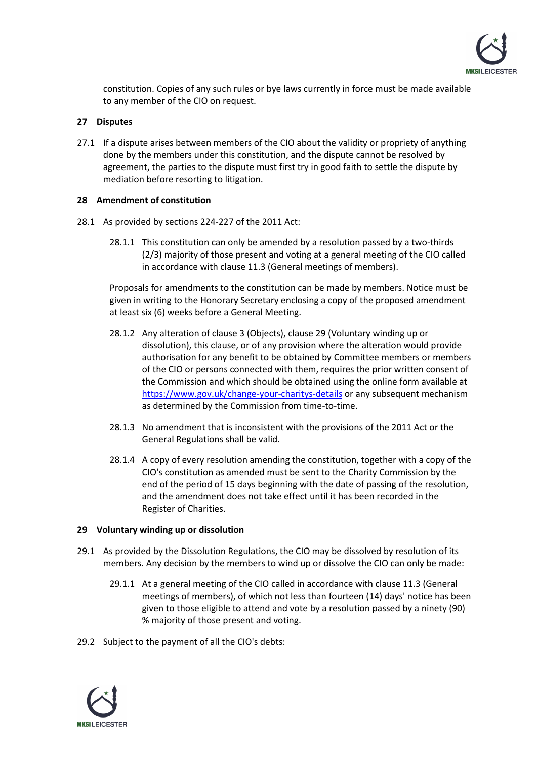constitution. Copies of any such rules or bye laws currently in force must be made available to any member of the CIO on request.

## 27 Disputes

27.1 If a dispute arises between members of the CIO about the validity or propriety of anything done by the members under this constitution, and the dispute cannot be resolved by agreement, the parties to the dispute must first try in good faith to settle the dispute by mediation before resorting to litigation.

## 28 Amendment of constitution

28.1 As provided by sections 224-227 of the 2011 Act:

28.1.1 This constitution can only be amended by a resolution passed by a two-thirds (2/3) majority of those present and voting at a general meeting of the CIO called in accordance with clause 11.3 (General meetings of members).

Proposals for amendments to the constitution can be made by members. Notice must be given in writing to the Honorary Secretary enclosing a copy of the proposed amendment at least six (6) weeks before a General Meeting.

28.1.2 Any alteration of clause 3 (Objects), clause 29 (Voluntary winding up or dissolution), this clause, or of any provision where the alteration would provide authorisation for any benefit to be obtained by Committee members or members of the CIO or persons connected with them, requires the prior written consent of the Commission and which should be obtained using the online form available at [https://www.gov.uk/change-your-charitys-details](https://www.gov.uk/change-your-charitys-details) or any subsequent mechanism as determined by the Commission from time-to-time.

28.1.3 No amendment that is inconsistent with the provisions of the 2011 Act or the General Regulations shall be valid.

28.1.4 A copy of every resolution amending the constitution, together with a copy of the CIO's constitution as amended must be sent to the Charity Commission by the end of the period of 15 days beginning with the date of passing of the resolution, and the amendment does not take effect until it has been recorded in the Register of Charities.

## 29 Voluntary winding up or dissolution

29.1 As provided by the Dissolution Regulations, the CIO may be dissolved by resolution of its members. Any decision by the members to wind up or dissolve the CIO can only be made:

29.1.1 At a general meeting of the CIO called in accordance with clause 11.3 (General meetings of members), of which not less than fourteen (14) days' notice has been given to those eligible to attend and vote by a resolution passed by a ninety (90) % majority of those present and voting.

29.2 Subject to the payment of all the CIO's debts: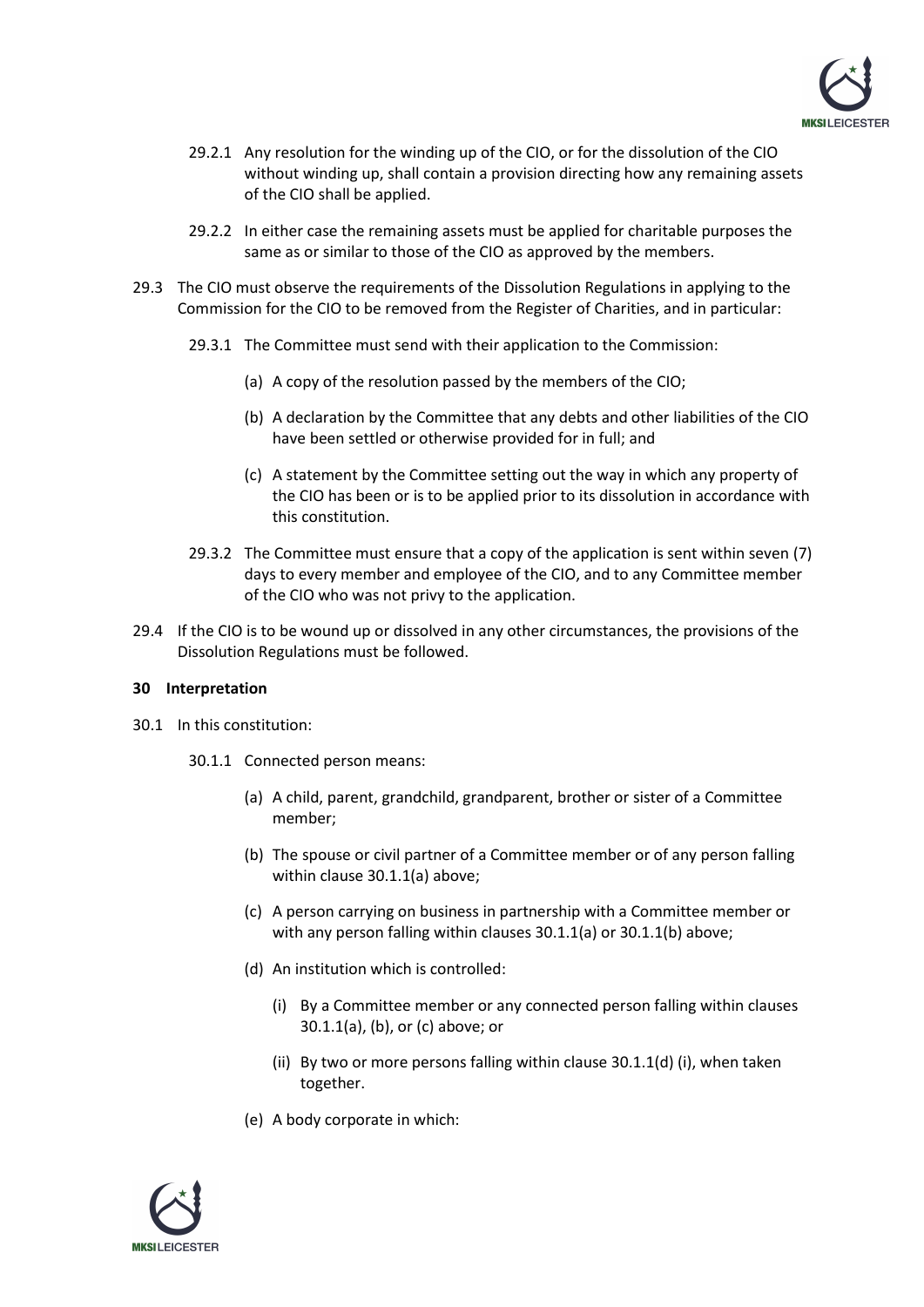29.2.1 Any resolution for the winding up of the CIO, or for the dissolution of the CIO without winding up, shall contain a provision directing how any remaining assets of the CIO shall be applied.

29.2.2 In either case the remaining assets must be applied for charitable purposes the same as or similar to those of the CIO as approved by the members.

29.3 The CIO must observe the requirements of the Dissolution Regulations in applying to the Commission for the CIO to be removed from the Register of Charities, and in particular:

29.3.1 The Committee must send with their application to the Commission:

(a) A copy of the resolution passed by the members of the CIO;

(b) A declaration by the Committee that any debts and other liabilities of the CIO have been settled or otherwise provided for in full; and

(c) A statement by the Committee setting out the way in which any property of the CIO has been or is to be applied prior to its dissolution in accordance with this constitution.

29.3.2 The Committee must ensure that a copy of the application is sent within seven (7) days to every member and employee of the CIO, and to any Committee member of the CIO who was not privy to the application.

29.4 If the CIO is to be wound up or dissolved in any other circumstances, the provisions of the Dissolution Regulations must be followed.

**30 Interpretation**

30.1 In this constitution:

30.1.1 Connected person means:

(a) A child, parent, grandchild, grandparent, brother or sister of a Committee member;

(b) The spouse or civil partner of a Committee member or of any person falling within clause 30.1.1(a) above;

(c) A person carrying on business in partnership with a Committee member or with any person falling within clauses 30.1.1(a) or 30.1.1(b) above;

(d) An institution which is controlled:

(i) By a Committee member or any connected person falling within clauses 30.1.1(a), (b), or (c) above; or

(ii) By two or more persons falling within clause 30.1.1(d) (i), when taken together.

(e) A body corporate in which: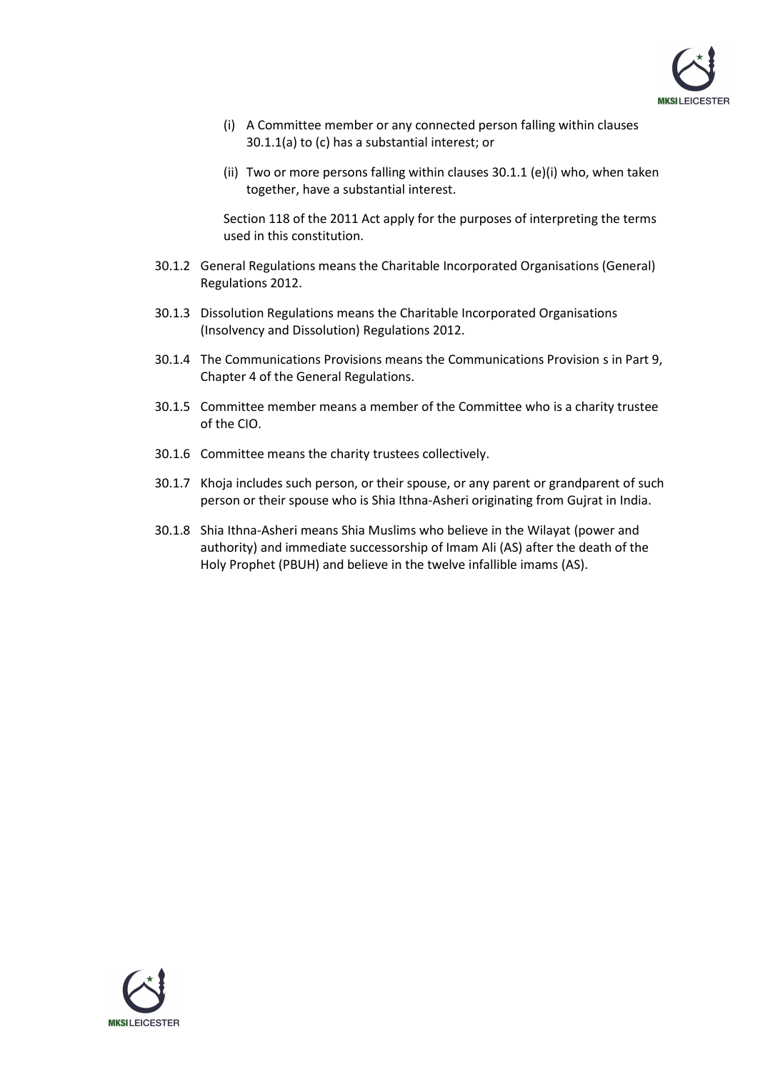(i) A Committee member or any connected person falling within clauses 30.1.1(a) to (c) has a substantial interest; or

(ii) Two or more persons falling within clauses 30.1.1 (e)(i) who, when taken together, have a substantial interest.

Section 118 of the 2011 Act apply for the purposes of interpreting the terms used in this constitution.

30.1.2 General Regulations means the Charitable Incorporated Organisations (General) Regulations 2012.

30.1.3 Dissolution Regulations means the Charitable Incorporated Organisations (Insolvency and Dissolution) Regulations 2012.

30.1.4 The Communications Provisions means the Communications Provision s in Part 9, Chapter 4 of the General Regulations.

30.1.5 Committee member means a member of the Committee who is a charity trustee of the CIO.

30.1.6 Committee means the charity trustees collectively.

30.1.7 Khoja includes such person, or their spouse, or any parent or grandparent of such person or their spouse who is Shia Ithna-Asheri originating from Gujrat in India.

30.1.8 Shia Ithna-Asheri means Shia Muslims who believe in the Wilayat (power and authority) and immediate successorship of Imam Ali (AS) after the death of the Holy Prophet (PBUH) and believe in the twelve infallible imams (AS).